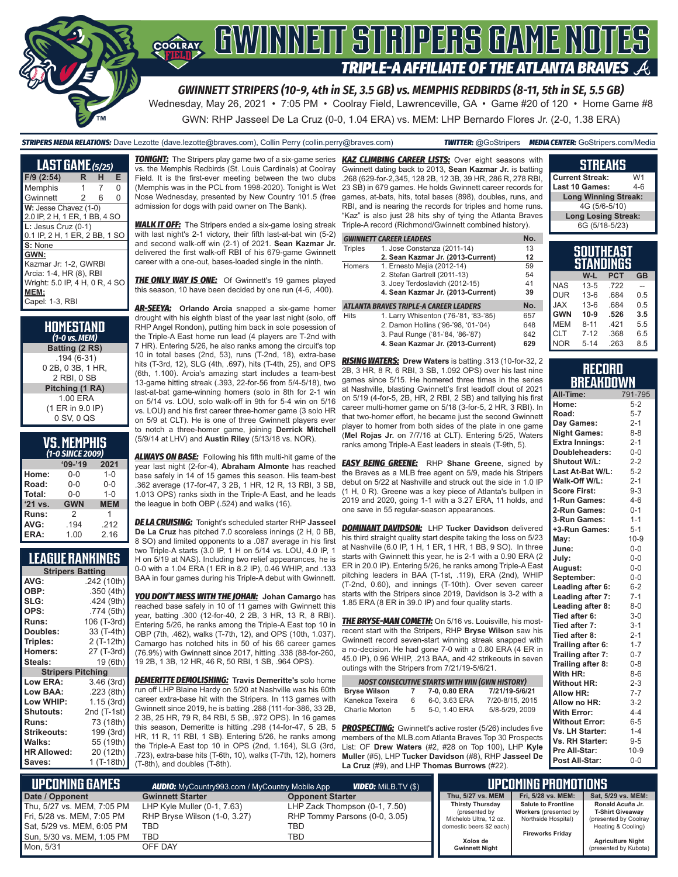# GWINNETT STRIPERS GAME NOTES

## TRIPLE-A AFFILIATE OF THE ATLANTA BRAVES

**GWINNETT STRIPERS (10-9, 4th in SE, 3.5 GB) vs. MEMPHIS REDBIRDS (8-11, 5th in SE, 5.5 GB)**

Wednesday, May 26, 2021 • 7:05 PM • Coolray Field, Lawrenceville, GA • Game #20 of 120 • Home Game #8

GWN: RHP Jasseel De La Cruz (0-0, 1.04 ERA) vs. MEM: LHP Bernardo Flores Jr. (2-0, 1.38 ERA)

**STRIPERS MEDIA RELATIONS:** Dave Lezotte (dave.lezotte@braves.com), Collin Perry (collin.perry@braves.com) **TWITTER:** @GoStripers **MEDIA CENTER:** GoStripers.com/Media

### LAST GAME (5/25)

| F/9 (2:54) | R | H | E |
|---|---|---|---|
| Memphis | 1 | 7 | 0 |
| Gwinnett | 2 | 6 | 0 |

**W:** Jesse Chavez (1-0)
2.0 IP, 2 H, 1 ER, 1 BB, 4 SO
**L:** Jesus Cruz (0-1)
0.1 IP, 2 H, 1 ER, 2 BB, 1 SO
**S:** None
**GWN:**
Kazmar Jr: 1-2, GWRBI
Arcia: 1-4, HR (8), RBI
Wright: 5.0 IP, 4 H, 0 R, 4 SO
**MEM:**
Capel: 1-3, RBI

### HOMESTAND
*(1-0 vs. MEM)*

**Batting (2 RS)**
.194 (6-31)
0 2B, 0 3B, 1 HR,
2 RBI, 0 SB
**Pitching (1 RA)**
1.00 ERA
(1 ER in 9.0 IP)
0 SV, 0 QS

### VS. MEMPHIS
*(1-0 SINCE 2009)*

| | '09-'19 | 2021 |
|---|---|---|
| Home: | 0-0 | 1-0 |
| Road: | 0-0 | 0-0 |
| Total: | 0-0 | 1-0 |
| '21 vs. | GWN | MEM |
| Runs: | 2 | 1 |
| AVG: | .194 | .212 |
| ERA: | 1.00 | 2.16 |

### LEAGUE RANKINGS

| Stripers Batting | |
|---|---|
| AVG: | .242 (10th) |
| OBP: | .350 (4th) |
| SLG: | .424 (9th) |
| OPS: | .774 (5th) |
| Runs: | 106 (T-3rd) |
| Doubles: | 33 (T-4th) |
| Triples: | 2 (T-12th) |
| Homers: | 27 (T-3rd) |
| Steals: | 19 (6th) |
| **Stripers Pitching** | |
| Low ERA: | 3.46 (3rd) |
| Low BAA: | .223 (8th) |
| Low WHIP: | 1.15 (3rd) |
| Shutouts: | 2nd (T-1st) |
| Runs: | 73 (18th) |
| Strikeouts: | 199 (3rd) |
| Walks: | 55 (19th) |
| HR Allowed: | 20 (12th) |
| Saves: | 1 (T-18th) |

**TONIGHT:** The Stripers play game two of a six-game series vs. the Memphis Redbirds (St. Louis Cardinals) at Coolray Field. It is the first-ever meeting between the two clubs (Memphis was in the PCL from 1998-2020). Tonight is Wet Nose Wednesday, presented by New Country 101.5 (free admission for dogs with paid owner on The Bank).

**WALK IT OFF:** The Stripers ended a six-game losing streak with last night's 2-1 victory, their fifth last-at-bat win (5-2) and second walk-off win (2-1) of 2021. **Sean Kazmar Jr.** delivered the first walk-off RBI of his 679-game Gwinnett career with a one-out, bases-loaded single in the ninth.

**THE ONLY WAY IS ONE:** Of Gwinnett's 19 games played this season, 10 have been decided by one run (4-6, .400).

**AR-SEEYA:** **Orlando Arcia** snapped a six-game homer drought with his eighth blast of the year last night (solo, off RHP Angel Rondon), putting him back in sole possession of the Triple-A East home run lead (4 players are T-2nd with 7 HR). Entering 5/26, he also ranks among the circuit's top 10 in total bases (2nd, 53), runs (T-2nd, 18), extra-base hits (T-3rd, 12), SLG (4th, .697), hits (T-4th, 25), and OPS (6th, 1.100). Arcia's amazing start includes a team-best 13-game hitting streak (.393, 22-for-56 from 5/4-5/18), two last-at-bat game-winning homers (solo in 8th for 2-1 win on 5/14 vs. LOU, solo walk-off in 9th for 5-4 win on 5/16 vs. LOU) and his first career three-homer game (3 solo HR on 5/9 at CLT). He is one of three Gwinnett players ever to notch a three-homer game, joining **Derrick Mitchell** (5/9/14 at LHV) and **Austin Riley** (5/13/18 vs. NOR).

**ALWAYS ON BASE:** Following his fifth multi-hit game of the year last night (2-for-4), **Abraham Almonte** has reached base safely in 14 of 15 games this season. His team-best .362 average (17-for-47, 3 2B, 1 HR, 12 R, 13 RBI, 3 SB, 1.013 OPS) ranks sixth in the Triple-A East, and he leads the league in both OBP (.524) and walks (16).

**DE LA CRUISING:** Tonight's scheduled starter RHP **Jasseel De La Cruz** has pitched 7.0 scoreless innings (2 H, 0 BB, 8 SO) and limited opponents to a .087 average in his first two Triple-A starts (3.0 IP, 1 H on 5/14 vs. LOU, 4.0 IP, 1 H on 5/19 at NAS). Including two relief appearances, he is 0-0 with a 1.04 ERA (1 ER in 8.2 IP), 0.46 WHIP, and .133 BAA in four games during his Triple-A debut with Gwinnett.

**YOU DON'T MESS WITH THE JOHAN:** **Johan Camargo** has reached base safely in 10 of 11 games with Gwinnett this year, batting .300 (12-for-40, 2 2B, 3 HR, 13 R, 8 RBI). Entering 5/26, he ranks among the Triple-A East top 10 in OBP (7th, .462), walks (T-7th, 12), and OPS (10th, 1.037). Camargo has notched hits in 50 of his 66 career games (76.9%) with Gwinnett since 2017, hitting .338 (88-for-260, 19 2B, 1 3B, 12 HR, 46 R, 50 RBI, 1 SB, .964 OPS).

**DEMERITTE DEMOLISHING:** **Travis Demeritte's** solo home run off LHP Blaine Hardy on 5/20 at Nashville was his 60th career extra-base hit with the Stripers. In 113 games with Gwinnett since 2019, he is batting .288 (111-for-386, 33 2B, 2 3B, 25 HR, 79 R, 84 RBI, 5 SB, .972 OPS). In 16 games this season, Demeritte is hitting .298 (14-for-47, 5 2B, 5 HR, 11 R, 11 RBI, 1 SB). Entering 5/26, he ranks among the Triple-A East top 10 in OPS (2nd, 1.164), SLG (3rd, .723), extra-base hits (T-6th, 10), walks (T-7th, 12), homers (T-8th), and doubles (T-8th).

**KAZ CLIMBING CAREER LISTS:** Over eight seasons with Gwinnett dating back to 2013, **Sean Kazmar Jr.** is batting .268 (629-for-2,345, 128 2B, 12 3B, 39 HR, 286 R, 278 RBI, 23 SB) in 679 games. He holds Gwinnett career records for games, at-bats, hits, total bases (898), doubles, runs, and RBI, and is nearing the records for triples and home runs. "Kaz" is also just 28 hits shy of tying the Atlanta Braves Triple-A record (Richmond/Gwinnett combined history).

| GWINNETT CAREER LEADERS | | No. |
|---|---|---|
| Triples | 1. Jose Constanza (2011-14) | 13 |
| | **2. Sean Kazmar Jr. (2013-Current)** | **12** |
| Homers | 1. Ernesto Mejia (2012-14) | 59 |
| | 2. Stefan Gartrell (2011-13) | 54 |
| | 3. Joey Terdoslavich (2012-15) | 41 |
| | **4. Sean Kazmar Jr. (2013-Current)** | **39** |
| **ATLANTA BRAVES TRIPLE-A CAREER LEADERS** | | **No.** |
| Hits | 1. Larry Whisenton ('76-'81, '83-'85) | 657 |
| | 2. Damon Hollins ('96-'98, '01-'04) | 648 |
| | 3. Paul Runge ('81-'84, '86-'87) | 642 |
| | **4. Sean Kazmar Jr. (2013-Current)** | **629** |

**RISING WATERS:** **Drew Waters** is batting .313 (10-for-32, 2 2B, 3 HR, 8 R, 6 RBI, 3 SB, 1.092 OPS) over his last nine games since 5/15. He homered three times in the series at Nashville, blasting Gwinnett's first leadoff clout of 2021 on 5/19 (4-for-5, 2B, HR, 2 RBI, 2 SB) and tallying his first career multi-homer game on 5/18 (3-for-5, 2 HR, 3 RBI). In that two-homer effort, he became just the second Gwinnett player to homer from both sides of the plate in one game (**Mel Rojas Jr.** on 7/7/16 at CLT). Entering 5/25, Waters ranks among Triple-A East leaders in steals (T-9th, 5).

**EASY BEING GREENE:** RHP **Shane Greene**, signed by the Braves as a MLB free agent on 5/9, made his Stripers debut on 5/22 at Nashville and struck out the side in 1.0 IP (1 H, 0 R). Greene was a key piece of Atlanta's bullpen in 2019 and 2020, going 1-1 with a 3.27 ERA, 11 holds, and one save in 55 regular-season appearances.

**DOMINANT DAVIDSON:** LHP **Tucker Davidson** delivered his third straight quality start despite taking the loss on 5/23 at Nashville (6.0 IP, 1 H, 1 ER, 1 HR, 1 BB, 9 SO). In three starts with Gwinnett this year, he is 2-1 with a 0.90 ERA (2 ER in 20.0 IP). Entering 5/26, he ranks among Triple-A East pitching leaders in BAA (T-1st, .119), ERA (2nd), WHIP (T-2nd, 0.60), and innings (T-10th). Over seven career starts with the Stripers since 2019, Davidson is 3-2 with a 1.85 ERA (8 ER in 39.0 IP) and four quality starts.

**THE BRYSE-MAN COMETH:** On 5/16 vs. Louisville, his most-recent start with the Stripers, RHP **Bryse Wilson** saw his Gwinnett record seven-start winning streak snapped with a no-decision. He had gone 7-0 with a 0.80 ERA (4 ER in 45.0 IP), 0.96 WHIP, .213 BAA, and 42 strikeouts in seven outings with the Stripers from 7/21/19-5/6/21.

| MOST CONSECUTIVE STARTS WITH WIN (GWN HISTORY) | | | |
|---|---|---|---|
| **Bryse Wilson** | **7** | **7-0, 0.80 ERA** | **7/21/19-5/6/21** |
| Kanekoa Texeira | 6 | 6-0, 3.63 ERA | 7/20-8/15, 2015 |
| Charlie Morton | 5 | 5-0, 1.40 ERA | 5/8-5/29, 2009 |

**PROSPECTING:** Gwinnett's active roster (5/26) includes five members of the MLB.com Atlanta Braves Top 30 Prospects List: OF **Drew Waters** (#2, #28 on Top 100), LHP **Kyle Muller** (#5), LHP **Tucker Davidson** (#8), RHP **Jasseel De La Cruz** (#9), and LHP **Thomas Burrows** (#22).

### STREAKS

| | |
|---|---|
| Current Streak: | W1 |
| Last 10 Games: | 4-6 |
| **Long Winning Streak:** | |
| 4G (5/6-5/10) | |
| **Long Losing Streak:** | |
| 6G (5/18-5/23) | |

### SOUTHEAST STANDINGS

| | W-L | PCT | GB |
|---|---|---|---|
| NAS | 13-5 | .722 | -- |
| DUR | 13-6 | .684 | 0.5 |
| JAX | 13-6 | .684 | 0.5 |
| **GWN** | **10-9** | **.526** | **3.5** |
| MEM | 8-11 | .421 | 5.5 |
| CLT | 7-12 | .368 | 6.5 |
| NOR | 5-14 | .263 | 8.5 |

### RECORD BREAKDOWN

| | |
|---|---|
| All-Time: | 791-795 |
| Home: | 5-2 |
| Road: | 5-7 |
| Day Games: | 2-1 |
| Night Games: | 8-8 |
| Extra Innings: | 2-1 |
| Doubleheaders: | 0-0 |
| Shutout W/L: | 2-2 |
| Last At-Bat W/L: | 5-2 |
| Walk-Off W/L: | 2-1 |
| Score First: | 9-3 |
| 1-Run Games: | 4-6 |
| 2-Run Games: | 0-1 |
| 3-Run Games: | 1-1 |
| +3-Run Games: | 5-1 |
| May: | 10-9 |
| June: | 0-0 |
| July: | 0-0 |
| August: | 0-0 |
| September: | 0-0 |
| Leading after 6: | 6-2 |
| Leading after 7: | 7-1 |
| Leading after 8: | 8-0 |
| Tied after 6: | 3-0 |
| Tied after 7: | 3-1 |
| Tied after 8: | 2-1 |
| Trailing after 6: | 1-7 |
| Trailing after 7: | 0-7 |
| Trailing after 8: | 0-8 |
| With HR: | 8-6 |
| Without HR: | 2-3 |
| Allow HR: | 7-7 |
| Allow no HR: | 3-2 |
| With Error: | 4-4 |
| Without Error: | 6-5 |
| Vs. LH Starter: | 1-4 |
| Vs. RH Starter: | 9-5 |
| Pre All-Star: | 10-9 |
| Post All-Star: | 0-0 |

### UPCOMING GAMES

**AUDIO:** MyCountry993.com / MyCountry Mobile App **VIDEO:** MiLB.TV ($)

| Date / Opponent | Gwinnett Starter | Opponent Starter |
|---|---|---|
| Thu, 5/27 vs. MEM, 7:05 PM | LHP Kyle Muller (0-1, 7.63) | LHP Zack Thompson (0-1, 7.50) |
| Fri, 5/28 vs. MEM, 7:05 PM | RHP Bryse Wilson (1-0, 3.27) | RHP Tommy Parsons (0-0, 3.05) |
| Sat, 5/29 vs. MEM, 6:05 PM | TBD | TBD |
| Sun, 5/30 vs. MEM, 1:05 PM | TBD | TBD |
| Mon, 5/31 | OFF DAY | |

### UPCOMING PROMOTIONS

| Thu, 5/27 vs. MEM | Fri, 5/28 vs. MEM: | Sat, 5/29 vs. MEM: |
|---|---|---|
| **Thirsty Thursday** (presented by Michelob Ultra, 12 oz. domestic beers $2 each) | **Salute to Frontline Workers** (presented by Northside Hospital) | **Ronald Acuña Jr. T-Shirt Giveaway** (presented by Coolray Heating & Cooling) |
| **Xolos de Gwinnett Night** | **Fireworks Friday** | **Agriculture Night** (presented by Kubota) |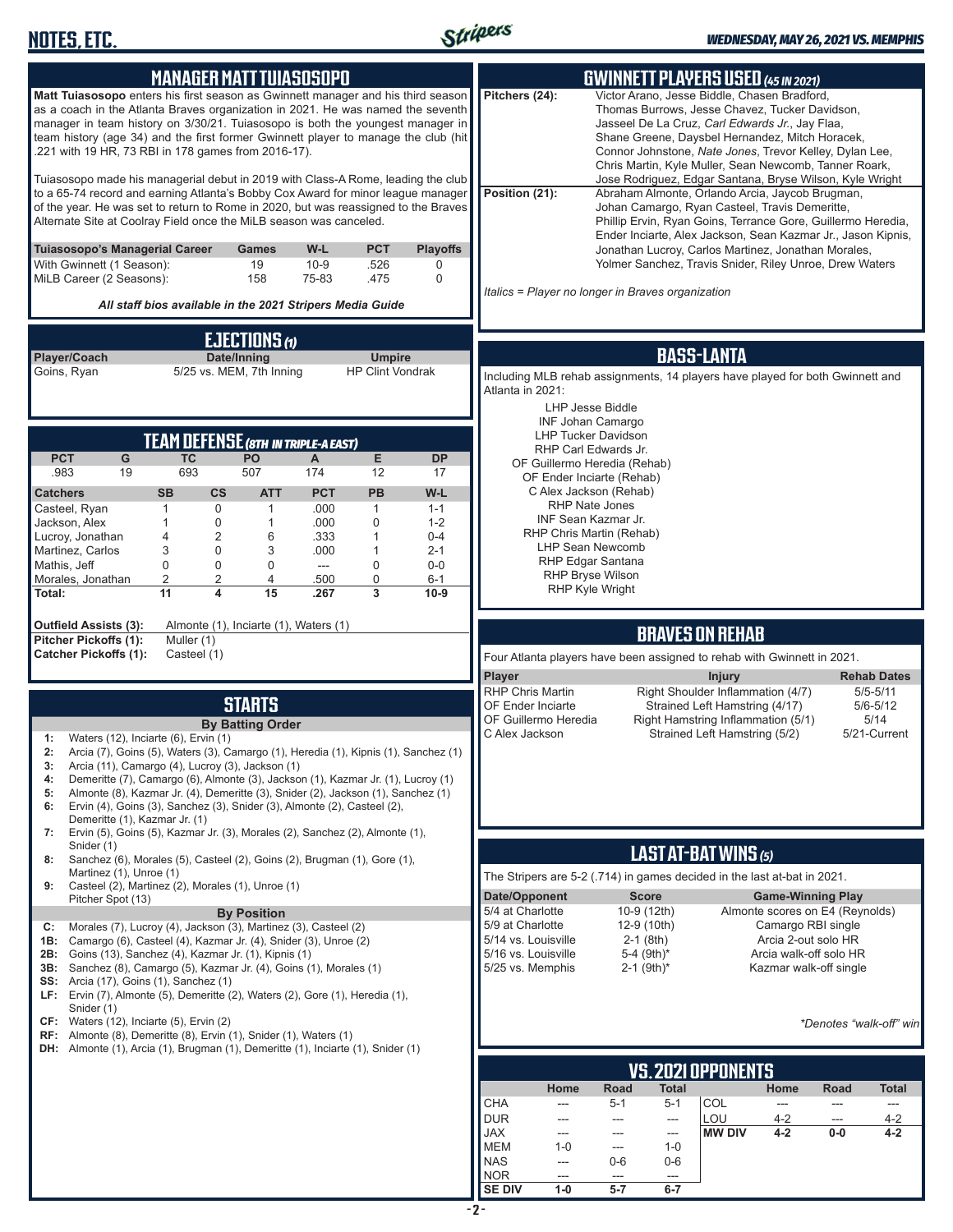## MANAGER MATT TUIASOSOPO

**Matt Tuiasosopo** enters his first season as Gwinnett manager and his third season as a coach in the Atlanta Braves organization in 2021. He was named the seventh manager in team history on 3/30/21. Tuiasosopo is both the youngest manager in team history (age 34) and the first former Gwinnett player to manage the club (hit .221 with 19 HR, 73 RBI in 178 games from 2016-17).

Tuiasosopo made his managerial debut in 2019 with Class-A Rome, leading the club to a 65-74 record and earning Atlanta's Bobby Cox Award for minor league manager of the year. He was set to return to Rome in 2020, but was reassigned to the Braves Alternate Site at Coolray Field once the MiLB season was canceled.

| Tuiasosopo's Managerial Career | Games | W-L | PCT | Playoffs |
|---|---|---|---|---|
| With Gwinnett (1 Season): | 19 | 10-9 | .526 | 0 |
| MiLB Career (2 Seasons): | 158 | 75-83 | .475 | 0 |

*All staff bios available in the 2021 Stripers Media Guide*

## EJECTIONS (1)

| Player/Coach | Date/Inning | Umpire |
|---|---|---|
| Goins, Ryan | 5/25 vs. MEM, 7th Inning | HP Clint Vondrak |

## TEAM DEFENSE (8TH IN TRIPLE-A EAST)

| PCT | G | TC | PO | A | E | DP |
|---|---|---|---|---|---|---|
| .983 | 19 | 693 | 507 | 174 | 12 | 17 |

| Catchers | SB | CS | ATT | PCT | PB | W-L |
|---|---|---|---|---|---|---|
| Casteel, Ryan | 1 | 0 | 1 | .000 | 1 | 1-1 |
| Jackson, Alex | 1 | 0 | 1 | .000 | 0 | 1-2 |
| Lucroy, Jonathan | 4 | 2 | 6 | .333 | 1 | 0-4 |
| Martinez, Carlos | 3 | 0 | 3 | .000 | 1 | 2-1 |
| Mathis, Jeff | 0 | 0 | 0 | --- | 0 | 0-0 |
| Morales, Jonathan | 2 | 2 | 4 | .500 | 0 | 6-1 |
| **Total:** | **11** | **4** | **15** | **.267** | **3** | **10-9** |

**Outfield Assists (3):** Almonte (1), Inciarte (1), Waters (1)
**Pitcher Pickoffs (1):** Muller (1)
**Catcher Pickoffs (1):** Casteel (1)

## STARTS

**By Batting Order**

1: Waters (12), Inciarte (6), Ervin (1)
2: Arcia (7), Goins (5), Waters (3), Camargo (1), Heredia (1), Kipnis (1), Sanchez (1)
3: Arcia (11), Camargo (4), Lucroy (3), Jackson (1)
4: Demeritte (7), Camargo (6), Almonte (3), Jackson (1), Kazmar Jr. (1), Lucroy (1)
5: Almonte (8), Kazmar Jr. (4), Demeritte (3), Snider (2), Jackson (1), Sanchez (1)
6: Ervin (4), Goins (3), Sanchez (3), Snider (3), Almonte (2), Casteel (2), Demeritte (1), Kazmar Jr. (1)
7: Ervin (5), Goins (5), Kazmar Jr. (3), Morales (2), Sanchez (2), Almonte (1), Snider (1)
8: Sanchez (6), Morales (5), Casteel (2), Goins (2), Brugman (1), Gore (1), Martinez (1), Unroe (1)
9: Casteel (2), Martinez (2), Morales (1), Unroe (1) Pitcher Spot (13)

**By Position**

C: Morales (7), Lucroy (4), Jackson (3), Martinez (3), Casteel (2)
1B: Camargo (6), Casteel (4), Kazmar Jr. (4), Snider (3), Unroe (2)
2B: Goins (13), Sanchez (4), Kazmar Jr. (1), Kipnis (1)
3B: Sanchez (8), Camargo (5), Kazmar Jr. (4), Goins (1), Morales (1)
SS: Arcia (17), Goins (1), Sanchez (1)
LF: Ervin (7), Almonte (5), Demeritte (2), Waters (2), Gore (1), Heredia (1), Snider (1)
CF: Waters (12), Inciarte (5), Ervin (2)
RF: Almonte (8), Demeritte (8), Ervin (1), Snider (1), Waters (1)
DH: Almonte (1), Arcia (1), Brugman (1), Demeritte (1), Inciarte (1), Snider (1)

## GWINNETT PLAYERS USED (45 IN 2021)

**Pitchers (24):** Victor Arano, Jesse Biddle, Chasen Bradford, Thomas Burrows, Jesse Chavez, Tucker Davidson, Jasseel De La Cruz, *Carl Edwards Jr.*, Jay Flaa, Shane Greene, Daysbel Hernandez, Mitch Horacek, Connor Johnstone, *Nate Jones*, Trevor Kelley, Dylan Lee, Chris Martin, Kyle Muller, Sean Newcomb, Tanner Roark, Jose Rodriguez, Edgar Santana, Bryse Wilson, Kyle Wright

**Position (21):** Abraham Almonte, Orlando Arcia, Jaycob Brugman, Johan Camargo, Ryan Casteel, Travis Demeritte, Phillip Ervin, Ryan Goins, Terrance Gore, Guillermo Heredia, Ender Inciarte, Alex Jackson, Sean Kazmar Jr., Jason Kipnis, Jonathan Lucroy, Carlos Martinez, Jonathan Morales, Yolmer Sanchez, Travis Snider, Riley Unroe, Drew Waters

*Italics = Player no longer in Braves organization*

## BASS-LANTA

Including MLB rehab assignments, 14 players have played for both Gwinnett and Atlanta in 2021:

LHP Jesse Biddle
INF Johan Camargo
LHP Tucker Davidson
RHP Carl Edwards Jr.
OF Guillermo Heredia (Rehab)
OF Ender Inciarte (Rehab)
C Alex Jackson (Rehab)
RHP Nate Jones
INF Sean Kazmar Jr.
RHP Chris Martin (Rehab)
LHP Sean Newcomb
RHP Edgar Santana
RHP Bryse Wilson
RHP Kyle Wright

## BRAVES ON REHAB

Four Atlanta players have been assigned to rehab with Gwinnett in 2021.

| Player | Injury | Rehab Dates |
|---|---|---|
| RHP Chris Martin | Right Shoulder Inflammation (4/7) | 5/5-5/11 |
| OF Ender Inciarte | Strained Left Hamstring (4/17) | 5/6-5/12 |
| OF Guillermo Heredia | Right Hamstring Inflammation (5/1) | 5/14 |
| C Alex Jackson | Strained Left Hamstring (5/2) | 5/21-Current |

## LAST AT-BAT WINS (5)

The Stripers are 5-2 (.714) in games decided in the last at-bat in 2021.

| Date/Opponent | Score | Game-Winning Play |
|---|---|---|
| 5/4 at Charlotte | 10-9 (12th) | Almonte scores on E4 (Reynolds) |
| 5/9 at Charlotte | 12-9 (10th) | Camargo RBI single |
| 5/14 vs. Louisville | 2-1 (8th) | Arcia 2-out solo HR |
| 5/16 vs. Louisville | 5-4 (9th)* | Arcia walk-off solo HR |
| 5/25 vs. Memphis | 2-1 (9th)* | Kazmar walk-off single |

*\*Denotes "walk-off" win*

## VS. 2021 OPPONENTS

| | Home | Road | Total | | Home | Road | Total |
|---|---|---|---|---|---|---|---|
| CHA | --- | 5-1 | 5-1 | COL | --- | --- | --- |
| DUR | --- | --- | --- | LOU | 4-2 | --- | 4-2 |
| JAX | --- | --- | --- | **MW DIV** | **4-2** | **0-0** | **4-2** |
| MEM | 1-0 | --- | 1-0 | | | | |
| NAS | --- | 0-6 | 0-6 | | | | |
| NOR | --- | --- | --- | | | | |
| **SE DIV** | **1-0** | **5-7** | **6-7** | | | | |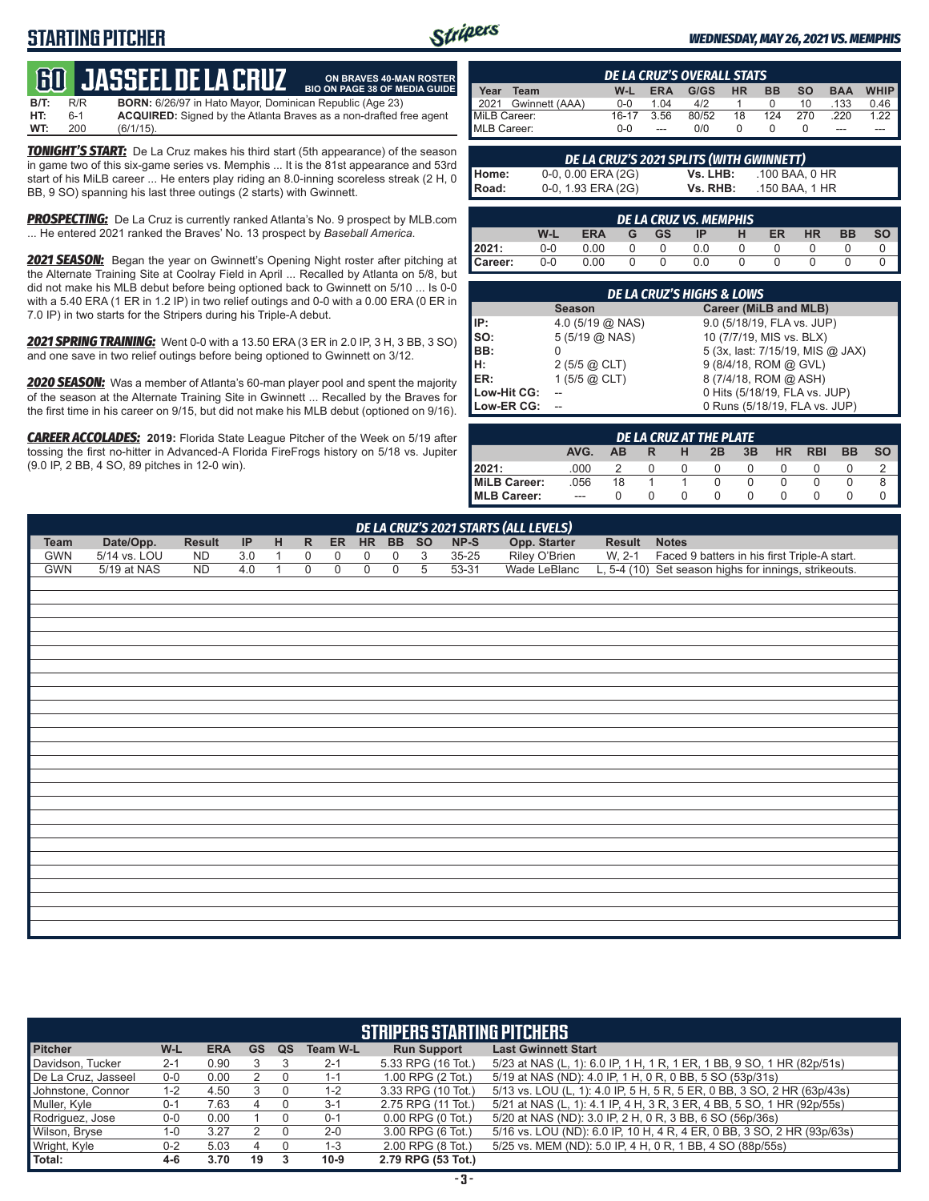# STARTING PITCHER

*WEDNESDAY, MAY 26, 2021 VS. MEMPHIS*

## 60 JASSEEL DE LA CRUZ

**ON BRAVES 40-MAN ROSTER**
**BIO ON PAGE 38 OF MEDIA GUIDE**

**B/T:** R/R **BORN:** 6/26/97 in Hato Mayor, Dominican Republic (Age 23)
**HT:** 6-1 **ACQUIRED:** Signed by the Atlanta Braves as a non-drafted free agent
**WT:** 200 (6/1/15).

***TONIGHT'S START:*** De La Cruz makes his third start (5th appearance) of the season in game two of this six-game series vs. Memphis ... It is the 81st appearance and 53rd start of his MiLB career ... He enters play riding an 8.0-inning scoreless streak (2 H, 0 BB, 9 SO) spanning his last three outings (2 starts) with Gwinnett.

***PROSPECTING:*** De La Cruz is currently ranked Atlanta's No. 9 prospect by MLB.com ... He entered 2021 ranked the Braves' No. 13 prospect by *Baseball America*.

***2021 SEASON:*** Began the year on Gwinnett's Opening Night roster after pitching at the Alternate Training Site at Coolray Field in April ... Recalled by Atlanta on 5/8, but did not make his MLB debut before being optioned back to Gwinnett on 5/10 ... Is 0-0 with a 5.40 ERA (1 ER in 1.2 IP) in two relief outings and 0-0 with a 0.00 ERA (0 ER in 7.0 IP) in two starts for the Stripers during his Triple-A debut.

***2021 SPRING TRAINING:*** Went 0-0 with a 13.50 ERA (3 ER in 2.0 IP, 3 H, 3 BB, 3 SO) and one save in two relief outings before being optioned to Gwinnett on 3/12.

***2020 SEASON:*** Was a member of Atlanta's 60-man player pool and spent the majority of the season at the Alternate Training Site in Gwinnett ... Recalled by the Braves for the first time in his career on 9/15, but did not make his MLB debut (optioned on 9/16).

***CAREER ACCOLADES:*** **2019:** Florida State League Pitcher of the Week on 5/19 after tossing the first no-hitter in Advanced-A Florida FireFrogs history on 5/18 vs. Jupiter (9.0 IP, 2 BB, 4 SO, 89 pitches in 12-0 win).

### DE LA CRUZ'S OVERALL STATS

| Year | Team | W-L | ERA | G/GS | HR | BB | SO | BAA | WHIP |
|---|---|---|---|---|---|---|---|---|---|
| 2021 | Gwinnett (AAA) | 0-0 | 1.04 | 4/2 | 1 | 0 | 10 | .133 | 0.46 |
| MiLB Career: | | 16-17 | 3.56 | 80/52 | 18 | 124 | 270 | .220 | 1.22 |
| MLB Career: | | 0-0 | --- | 0/0 | 0 | 0 | 0 | --- | --- |

### DE LA CRUZ'S 2021 SPLITS (WITH GWINNETT)

| | | | |
|---|---|---|---|
| Home: | 0-0, 0.00 ERA (2G) | Vs. LHB: | .100 BAA, 0 HR |
| Road: | 0-0, 1.93 ERA (2G) | Vs. RHB: | .150 BAA, 1 HR |

### DE LA CRUZ VS. MEMPHIS

| | W-L | ERA | G | GS | IP | H | ER | HR | BB | SO |
|---|---|---|---|---|---|---|---|---|---|---|
| 2021: | 0-0 | 0.00 | 0 | 0 | 0.0 | 0 | 0 | 0 | 0 | 0 |
| Career: | 0-0 | 0.00 | 0 | 0 | 0.0 | 0 | 0 | 0 | 0 | 0 |

### DE LA CRUZ'S HIGHS & LOWS

| | Season | Career (MiLB and MLB) |
|---|---|---|
| IP: | 4.0 (5/19 @ NAS) | 9.0 (5/18/19, FLA vs. JUP) |
| SO: | 5 (5/19 @ NAS) | 10 (7/7/19, MIS vs. BLX) |
| BB: | 0 | 5 (3x, last: 7/15/19, MIS @ JAX) |
| H: | 2 (5/5 @ CLT) | 9 (8/4/18, ROM @ GVL) |
| ER: | 1 (5/5 @ CLT) | 8 (7/4/18, ROM @ ASH) |
| Low-Hit CG: | -- | 0 Hits (5/18/19, FLA vs. JUP) |
| Low-ER CG: | -- | 0 Runs (5/18/19, FLA vs. JUP) |

### DE LA CRUZ AT THE PLATE

| | AVG. | AB | R | H | 2B | 3B | HR | RBI | BB | SO |
|---|---|---|---|---|---|---|---|---|---|---|
| 2021: | .000 | 2 | 0 | 0 | 0 | 0 | 0 | 0 | 0 | 2 |
| MiLB Career: | .056 | 18 | 1 | 1 | 0 | 0 | 0 | 0 | 0 | 8 |
| MLB Career: | --- | 0 | 0 | 0 | 0 | 0 | 0 | 0 | 0 | 0 |

### DE LA CRUZ'S 2021 STARTS (ALL LEVELS)

| Team | Date/Opp. | Result | IP | H | R | ER | HR | BB | SO | NP-S | Opp. Starter | Result | Notes |
|---|---|---|---|---|---|---|---|---|---|---|---|---|---|
| GWN | 5/14 vs. LOU | ND | 3.0 | 1 | 0 | 0 | 0 | 0 | 3 | 35-25 | Riley O'Brien | W, 2-1 | Faced 9 batters in his first Triple-A start. |
| GWN | 5/19 at NAS | ND | 4.0 | 1 | 0 | 0 | 0 | 0 | 5 | 53-31 | Wade LeBlanc | L, 5-4 (10) | Set season highs for innings, strikeouts. |

### STRIPERS STARTING PITCHERS

| Pitcher | W-L | ERA | GS | QS | Team W-L | Run Support | Last Gwinnett Start |
|---|---|---|---|---|---|---|---|
| Davidson, Tucker | 2-1 | 0.90 | 3 | 3 | 2-1 | 5.33 RPG (16 Tot.) | 5/23 at NAS (L, 1): 6.0 IP, 1 H, 1 R, 1 ER, 1 BB, 9 SO, 1 HR (82p/51s) |
| De La Cruz, Jasseel | 0-0 | 0.00 | 2 | 0 | 1-1 | 1.00 RPG (2 Tot.) | 5/19 at NAS (ND): 4.0 IP, 1 H, 0 R, 0 BB, 5 SO (53p/31s) |
| Johnstone, Connor | 1-2 | 4.50 | 3 | 0 | 1-2 | 3.33 RPG (10 Tot.) | 5/13 vs. LOU (L, 1): 4.0 IP, 5 H, 5 R, 5 ER, 0 BB, 3 SO, 2 HR (63p/43s) |
| Muller, Kyle | 0-1 | 7.63 | 4 | 0 | 3-1 | 2.75 RPG (11 Tot.) | 5/21 at NAS (L, 1): 4.1 IP, 4 H, 3 R, 3 ER, 4 BB, 5 SO, 1 HR (92p/55s) |
| Rodriguez, Jose | 0-0 | 0.00 | 1 | 0 | 0-1 | 0.00 RPG (0 Tot.) | 5/20 at NAS (ND): 3.0 IP, 2 H, 0 R, 3 BB, 6 SO (56p/36s) |
| Wilson, Bryse | 1-0 | 3.27 | 2 | 0 | 2-0 | 3.00 RPG (6 Tot.) | 5/16 vs. LOU (ND): 6.0 IP, 10 H, 4 R, 4 ER, 0 BB, 3 SO, 2 HR (93p/63s) |
| Wright, Kyle | 0-2 | 5.03 | 4 | 0 | 1-3 | 2.00 RPG (8 Tot.) | 5/25 vs. MEM (ND): 5.0 IP, 4 H, 0 R, 1 BB, 4 SO (88p/55s) |
| **Total:** | **4-6** | **3.70** | **19** | **3** | **10-9** | **2.79 RPG (53 Tot.)** | |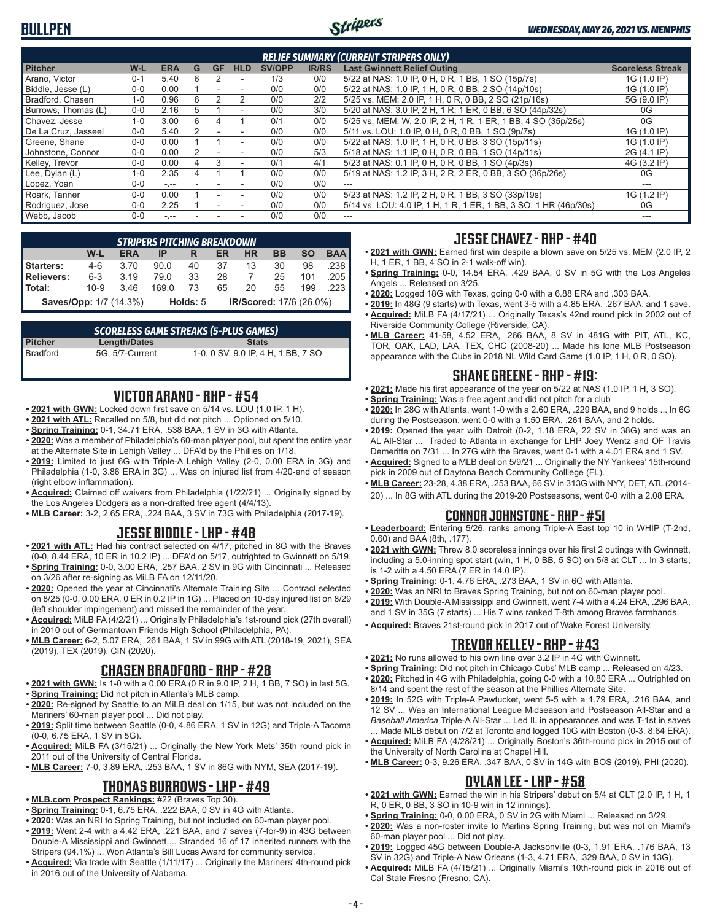## RELIEF SUMMARY (CURRENT STRIPERS ONLY)

| Pitcher | W-L | ERA | G | GF | HLD | SV/OPP | IR/RS | Last Gwinnett Relief Outing | Scoreless Streak |
|---|---|---|---|---|---|---|---|---|---|
| Arano, Victor | 0-1 | 5.40 | 6 | 2 | - | 1/3 | 0/0 | 5/22 at NAS: 1.0 IP, 0 H, 0 R, 1 BB, 1 SO (15p/7s) | 1G (1.0 IP) |
| Biddle, Jesse (L) | 0-0 | 0.00 | 1 | - | - | 0/0 | 0/0 | 5/22 at NAS: 1.0 IP, 1 H, 0 R, 0 BB, 2 SO (14p/10s) | 1G (1.0 IP) |
| Bradford, Chasen | 1-0 | 0.96 | 6 | 2 | 2 | 0/0 | 2/2 | 5/25 vs. MEM: 2.0 IP, 1 H, 0 R, 0 BB, 2 SO (21p/16s) | 5G (9.0 IP) |
| Burrows, Thomas (L) | 0-0 | 2.16 | 5 | 1 | - | 0/0 | 3/0 | 5/20 at NAS: 3.0 IP, 2 H, 1 R, 1 ER, 0 BB, 6 SO (44p/32s) | 0G |
| Chavez, Jesse | 1-0 | 3.00 | 6 | 4 | 1 | 0/1 | 0/0 | 5/25 vs. MEM: W, 2.0 IP, 2 H, 1 R, 1 ER, 1 BB, 4 SO (35p/25s) | 0G |
| De La Cruz, Jasseel | 0-0 | 5.40 | 2 | - | - | 0/0 | 0/0 | 5/11 vs. LOU: 1.0 IP, 0 H, 0 R, 0 BB, 1 SO (9p/7s) | 1G (1.0 IP) |
| Greene, Shane | 0-0 | 0.00 | 1 | 1 | - | 0/0 | 0/0 | 5/22 at NAS: 1.0 IP, 1 H, 0 R, 0 BB, 3 SO (15p/11s) | 1G (1.0 IP) |
| Johnstone, Connor | 0-0 | 0.00 | 2 | - | - | 0/0 | 5/3 | 5/18 at NAS: 1.1 IP, 0 H, 0 R, 0 BB, 1 SO (14p/11s) | 2G (4.1 IP) |
| Kelley, Trevor | 0-0 | 0.00 | 4 | 3 | - | 0/1 | 4/1 | 5/23 at NAS: 0.1 IP, 0 H, 0 R, 0 BB, 1 SO (4p/3s) | 4G (3.2 IP) |
| Lee, Dylan (L) | 1-0 | 2.35 | 4 | 1 | 1 | 0/0 | 0/0 | 5/19 at NAS: 1.2 IP, 3 H, 2 R, 2 ER, 0 BB, 3 SO (36p/26s) | 0G |
| Lopez, Yoan | 0-0 | -.-- | - | - | - | 0/0 | 0/0 | --- | --- |
| Roark, Tanner | 0-0 | 0.00 | 1 | - | - | 0/0 | 0/0 | 5/23 at NAS: 1.2 IP, 2 H, 0 R, 1 BB, 3 SO (33p/19s) | 1G (1.2 IP) |
| Rodriguez, Jose | 0-0 | 2.25 | 1 | - | - | 0/0 | 0/0 | 5/14 vs. LOU: 4.0 IP, 1 H, 1 R, 1 ER, 1 BB, 3 SO, 1 HR (46p/30s) | 0G |
| Webb, Jacob | 0-0 | -.-- | - | - | - | 0/0 | 0/0 | --- | --- |

## STRIPERS PITCHING BREAKDOWN

| | W-L | ERA | IP | R | ER | HR | BB | SO | BAA |
|---|---|---|---|---|---|---|---|---|---|
| Starters: | 4-6 | 3.70 | 90.0 | 40 | 37 | 13 | 30 | 98 | .238 |
| Relievers: | 6-3 | 3.19 | 79.0 | 33 | 28 | 7 | 25 | 101 | .205 |
| Total: | 10-9 | 3.46 | 169.0 | 73 | 65 | 20 | 55 | 199 | .223 |
| Saves/Opp: 1/7 (14.3%) | | | Holds: 5 | | IR/Scored: 17/6 (26.0%) | | | | |

## SCORELESS GAME STREAKS (5-PLUS GAMES)

| Pitcher | Length/Dates | Stats |
|---|---|---|
| Bradford | 5G, 5/7-Current | 1-0, 0 SV, 9.0 IP, 4 H, 1 BB, 7 SO |

## VICTOR ARANO - RHP - #54

- **2021 with GWN:** Locked down first save on 5/14 vs. LOU (1.0 IP, 1 H).
- **2021 with ATL:** Recalled on 5/8, but did not pitch ... Optioned on 5/10.
- **Spring Training:** 0-1, 34.71 ERA, .538 BAA, 1 SV in 3G with Atlanta.
- **2020:** Was a member of Philadelphia's 60-man player pool, but spent the entire year at the Alternate Site in Lehigh Valley ... DFA'd by the Phillies on 1/18.
- **2019:** Limited to just 6G with Triple-A Lehigh Valley (2-0, 0.00 ERA in 3G) and Philadelphia (1-0, 3.86 ERA in 3G) ... Was on injured list from 4/20-end of season (right elbow inflammation).
- **Acquired:** Claimed off waivers from Philadelphia (1/22/21) ... Originally signed by the Los Angeles Dodgers as a non-drafted free agent (4/4/13).
- **MLB Career:** 3-2, 2.65 ERA, .224 BAA, 3 SV in 73G with Philadelphia (2017-19).

## JESSE BIDDLE - LHP - #48

- **2021 with ATL:** Had his contract selected on 4/17, pitched in 8G with the Braves (0-0, 8.44 ERA, 10 ER in 10.2 IP) ... DFA'd on 5/17, outrighted to Gwinnett on 5/19.
- **Spring Training:** 0-0, 3.00 ERA, .257 BAA, 2 SV in 9G with Cincinnati ... Released on 3/26 after re-signing as MiLB FA on 12/11/20.
- **2020:** Opened the year at Cincinnati's Alternate Training Site ... Contract selected on 8/25 (0-0, 0.00 ERA, 0 ER in 0.2 IP in 1G) ... Placed on 10-day injured list on 8/29 (left shoulder impingement) and missed the remainder of the year.
- **Acquired:** MiLB FA (4/2/21) ... Originally Philadelphia's 1st-round pick (27th overall) in 2010 out of Germantown Friends High School (Philadelphia, PA).
- **MLB Career:** 6-2, 5.07 ERA, .261 BAA, 1 SV in 99G with ATL (2018-19, 2021), SEA (2019), TEX (2019), CIN (2020).

## CHASEN BRADFORD - RHP - #28

- **2021 with GWN:** Is 1-0 with a 0.00 ERA (0 R in 9.0 IP, 2 H, 1 BB, 7 SO) in last 5G.
- **Spring Training:** Did not pitch in Atlanta's MLB camp.
- **2020:** Re-signed by Seattle to an MiLB deal on 1/15, but was not included on the Mariners' 60-man player pool ... Did not play.
- **2019:** Split time between Seattle (0-0, 4.86 ERA, 1 SV in 12G) and Triple-A Tacoma (0-0, 6.75 ERA, 1 SV in 5G).
- **Acquired:** MiLB FA (3/15/21) ... Originally the New York Mets' 35th round pick in 2011 out of the University of Central Florida.
- **MLB Career:** 7-0, 3.89 ERA, .253 BAA, 1 SV in 86G with NYM, SEA (2017-19).

## THOMAS BURROWS - LHP - #49

- **MLB.com Prospect Rankings:** #22 (Braves Top 30).
- **Spring Training:** 0-1, 6.75 ERA, .222 BAA, 0 SV in 4G with Atlanta.
- **2020:** Was an NRI to Spring Training, but not included on 60-man player pool.
- **2019:** Went 2-4 with a 4.42 ERA, .221 BAA, and 7 saves (7-for-9) in 43G between Double-A Mississippi and Gwinnett ... Stranded 16 of 17 inherited runners with the Stripers (94.1%) ... Won Atlanta's Bill Lucas Award for community service.
- **Acquired:** Via trade with Seattle (1/11/17) ... Originally the Mariners' 4th-round pick in 2016 out of the University of Alabama.

## JESSE CHAVEZ - RHP - #40

- **2021 with GWN:** Earned first win despite a blown save on 5/25 vs. MEM (2.0 IP, 2 H, 1 ER, 1 BB, 4 SO in 2-1 walk-off win).
- **Spring Training:** 0-0, 14.54 ERA, .429 BAA, 0 SV in 5G with the Los Angeles Angels ... Released on 3/25.
- **2020:** Logged 18G with Texas, going 0-0 with a 6.88 ERA and .303 BAA.
- **2019:** In 48G (9 starts) with Texas, went 3-5 with a 4.85 ERA, .267 BAA, and 1 save.
- **Acquired:** MiLB FA (4/17/21) ... Originally Texas's 42nd round pick in 2002 out of Riverside Community College (Riverside, CA).
- **MLB Career:** 41-58, 4.52 ERA, .266 BAA, 8 SV in 481G with PIT, ATL, KC, TOR, OAK, LAD, LAA, TEX, CHC (2008-20) ... Made his lone MLB Postseason appearance with the Cubs in 2018 NL Wild Card Game (1.0 IP, 1 H, 0 R, 0 SO).

## SHANE GREENE - RHP - #19:

- **2021:** Made his first appearance of the year on 5/22 at NAS (1.0 IP, 1 H, 3 SO).
- **Spring Training:** Was a free agent and did not pitch for a club
- **2020:** In 28G with Atlanta, went 1-0 with a 2.60 ERA, .229 BAA, and 9 holds ... In 6G during the Postseason, went 0-0 with a 1.50 ERA, .261 BAA, and 2 holds.
- **2019:** Opened the year with Detroit (0-2, 1.18 ERA, 22 SV in 38G) and was an AL All-Star ... Traded to Atlanta in exchange for LHP Joey Wentz and OF Travis Demeritte on 7/31 ... In 27G with the Braves, went 0-1 with a 4.01 ERA and 1 SV.
- **Acquired:** Signed to a MLB deal on 5/9/21 ... Originally the NY Yankees' 15th-round pick in 2009 out of Daytona Beach Community Colllege (FL).
- **MLB Career:** 23-28, 4.38 ERA, .253 BAA, 66 SV in 313G with NYY, DET, ATL (2014-20) ... In 8G with ATL during the 2019-20 Postseasons, went 0-0 with a 2.08 ERA.

## CONNOR JOHNSTONE - RHP - #51

- **Leaderboard:** Entering 5/26, ranks among Triple-A East top 10 in WHIP (T-2nd, 0.60) and BAA (8th, .177).
- **2021 with GWN:** Threw 8.0 scoreless innings over his first 2 outings with Gwinnett, including a 5.0-inning spot start (win, 1 H, 0 BB, 5 SO) on 5/8 at CLT ... In 3 starts, is 1-2 with a 4.50 ERA (7 ER in 14.0 IP).
- **Spring Training:** 0-1, 4.76 ERA, .273 BAA, 1 SV in 6G with Atlanta.
- **2020:** Was an NRI to Braves Spring Training, but not on 60-man player pool.
- **2019:** With Double-A Mississippi and Gwinnett, went 7-4 with a 4.24 ERA, .296 BAA, and 1 SV in 35G (7 starts) ... His 7 wins ranked T-8th among Braves farmhands.
- **Acquired:** Braves 21st-round pick in 2017 out of Wake Forest University.

## TREVOR KELLEY - RHP - #43

- **2021:** No runs allowed to his own line over 3.2 IP in 4G with Gwinnett.
- **Spring Training:** Did not pitch in Chicago Cubs' MLB camp ... Released on 4/23.
- **2020:** Pitched in 4G with Philadelphia, going 0-0 with a 10.80 ERA ... Outrighted on 8/14 and spent the rest of the season at the Phillies Alternate Site.
- **2019:** In 52G with Triple-A Pawtucket, went 5-5 with a 1.79 ERA, .216 BAA, and 12 SV ... Was an International League Midseason and Postseason All-Star and a *Baseball America* Triple-A All-Star ... Led IL in appearances and was T-1st in saves ... Made MLB debut on 7/2 at Toronto and logged 10G with Boston (0-3, 8.64 ERA).
- **Acquired:** MiLB FA (4/28/21) ... Originally Boston's 36th-round pick in 2015 out of the University of North Carolina at Chapel Hill.
- **MLB Career:** 0-3, 9.26 ERA, .347 BAA, 0 SV in 14G with BOS (2019), PHI (2020).

## DYLAN LEE - LHP - #58

- **2021 with GWN:** Earned the win in his Stripers' debut on 5/4 at CLT (2.0 IP, 1 H, 1 R, 0 ER, 0 BB, 3 SO in 10-9 win in 12 innings).
- **Spring Training:** 0-0, 0.00 ERA, 0 SV in 2G with Miami ... Released on 3/29.
- **2020:** Was a non-roster invite to Marlins Spring Training, but was not on Miami's 60-man player pool ... Did not play.
- **2019:** Logged 45G between Double-A Jacksonville (0-3, 1.91 ERA, .176 BAA, 13 SV in 32G) and Triple-A New Orleans (1-3, 4.71 ERA, .329 BAA, 0 SV in 13G).
- **Acquired:** MiLB FA (4/15/21) ... Originally Miami's 10th-round pick in 2016 out of Cal State Fresno (Fresno, CA).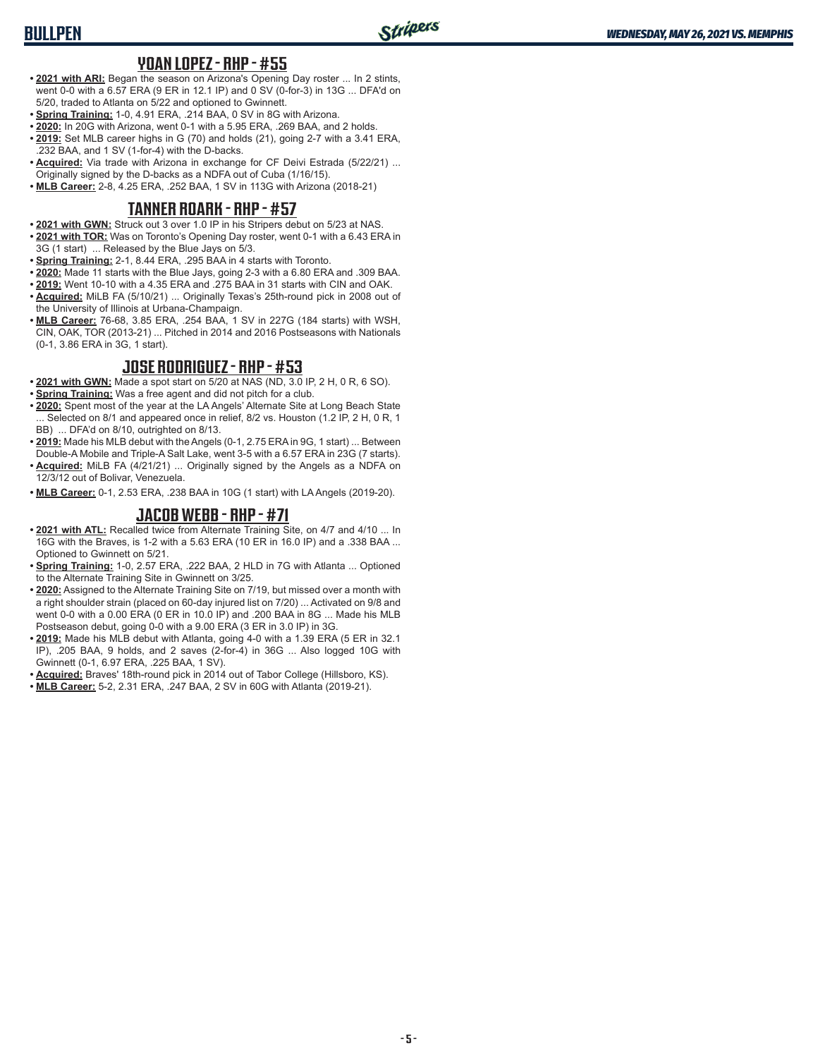# BULLPEN

## YOAN LOPEZ - RHP - #55

- **2021 with ARI:** Began the season on Arizona's Opening Day roster ... In 2 stints, went 0-0 with a 6.57 ERA (9 ER in 12.1 IP) and 0 SV (0-for-3) in 13G ... DFA'd on 5/20, traded to Atlanta on 5/22 and optioned to Gwinnett.
- **Spring Training:** 1-0, 4.91 ERA, .214 BAA, 0 SV in 8G with Arizona.
- **2020:** In 20G with Arizona, went 0-1 with a 5.95 ERA, .269 BAA, and 2 holds.
- **2019:** Set MLB career highs in G (70) and holds (21), going 2-7 with a 3.41 ERA, .232 BAA, and 1 SV (1-for-4) with the D-backs.
- **Acquired:** Via trade with Arizona in exchange for CF Deivi Estrada (5/22/21) ... Originally signed by the D-backs as a NDFA out of Cuba (1/16/15).
- **MLB Career:** 2-8, 4.25 ERA, .252 BAA, 1 SV in 113G with Arizona (2018-21)

## TANNER ROARK - RHP - #57

- **2021 with GWN:** Struck out 3 over 1.0 IP in his Stripers debut on 5/23 at NAS.
- **2021 with TOR:** Was on Toronto's Opening Day roster, went 0-1 with a 6.43 ERA in 3G (1 start) ... Released by the Blue Jays on 5/3.
- **Spring Training:** 2-1, 8.44 ERA, .295 BAA in 4 starts with Toronto.
- **2020:** Made 11 starts with the Blue Jays, going 2-3 with a 6.80 ERA and .309 BAA.
- **2019:** Went 10-10 with a 4.35 ERA and .275 BAA in 31 starts with CIN and OAK.
- **Acquired:** MiLB FA (5/10/21) ... Originally Texas's 25th-round pick in 2008 out of the University of Illinois at Urbana-Champaign.
- **MLB Career:** 76-68, 3.85 ERA, .254 BAA, 1 SV in 227G (184 starts) with WSH, CIN, OAK, TOR (2013-21) ... Pitched in 2014 and 2016 Postseasons with Nationals (0-1, 3.86 ERA in 3G, 1 start).

## JOSE RODRIGUEZ - RHP - #53

- **2021 with GWN:** Made a spot start on 5/20 at NAS (ND, 3.0 IP, 2 H, 0 R, 6 SO).
- **Spring Training:** Was a free agent and did not pitch for a club.
- **2020:** Spent most of the year at the LA Angels' Alternate Site at Long Beach State ... Selected on 8/1 and appeared once in relief, 8/2 vs. Houston (1.2 IP, 2 H, 0 R, 1 BB) ... DFA'd on 8/10, outrighted on 8/13.
- **2019:** Made his MLB debut with the Angels (0-1, 2.75 ERA in 9G, 1 start) ... Between Double-A Mobile and Triple-A Salt Lake, went 3-5 with a 6.57 ERA in 23G (7 starts).
- **Acquired:** MiLB FA (4/21/21) ... Originally signed by the Angels as a NDFA on 12/3/12 out of Bolivar, Venezuela.
- **MLB Career:** 0-1, 2.53 ERA, .238 BAA in 10G (1 start) with LA Angels (2019-20).

## JACOB WEBB - RHP - #71

- **2021 with ATL:** Recalled twice from Alternate Training Site, on 4/7 and 4/10 ... In 16G with the Braves, is 1-2 with a 5.63 ERA (10 ER in 16.0 IP) and a .338 BAA ... Optioned to Gwinnett on 5/21.
- **Spring Training:** 1-0, 2.57 ERA, .222 BAA, 2 HLD in 7G with Atlanta ... Optioned to the Alternate Training Site in Gwinnett on 3/25.
- **2020:** Assigned to the Alternate Training Site on 7/19, but missed over a month with a right shoulder strain (placed on 60-day injured list on 7/20) ... Activated on 9/8 and went 0-0 with a 0.00 ERA (0 ER in 10.0 IP) and .200 BAA in 8G ... Made his MLB Postseason debut, going 0-0 with a 9.00 ERA (3 ER in 3.0 IP) in 3G.
- **2019:** Made his MLB debut with Atlanta, going 4-0 with a 1.39 ERA (5 ER in 32.1 IP), .205 BAA, 9 holds, and 2 saves (2-for-4) in 36G ... Also logged 10G with Gwinnett (0-1, 6.97 ERA, .225 BAA, 1 SV).
- **Acquired:** Braves' 18th-round pick in 2014 out of Tabor College (Hillsboro, KS).
- **MLB Career:** 5-2, 2.31 ERA, .247 BAA, 2 SV in 60G with Atlanta (2019-21).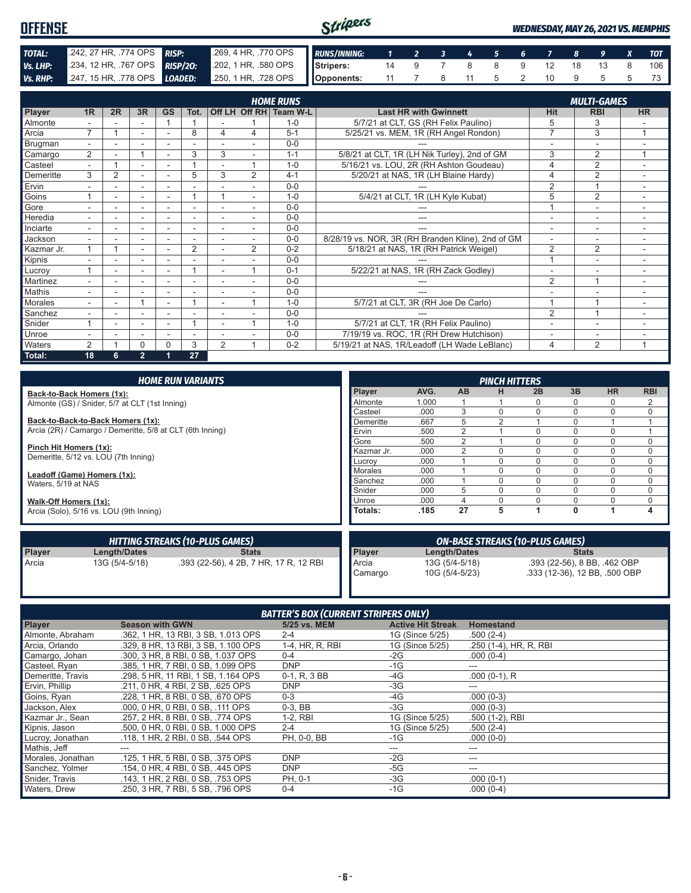# OFFENSE

*WEDNESDAY, MAY 26, 2021 VS. MEMPHIS*

| | | | |
|---|---|---|---|
| **TOTAL:** | .242, 27 HR, .774 OPS | **RISP:** | .269, 4 HR, .770 OPS |
| **Vs. LHP:** | .234, 12 HR, .767 OPS | **RISP/2O:** | .202, 1 HR, .580 OPS |
| **Vs. RHP:** | .247, 15 HR, .778 OPS | **LOADED:** | .250, 1 HR, .728 OPS |

| RUNS/INNING: | 1 | 2 | 3 | 4 | 5 | 6 | 7 | 8 | 9 | X | TOT |
|---|---|---|---|---|---|---|---|---|---|---|---|
| Stripers: | 14 | 9 | 7 | 8 | 8 | 9 | 12 | 18 | 13 | 8 | 106 |
| Opponents: | 11 | 7 | 8 | 11 | 5 | 2 | 10 | 9 | 5 | 5 | 73 |

## HOME RUNS / MULTI-GAMES

| Player | 1R | 2R | 3R | GS | Tot. | Off LH | Off RH | Team W-L | Last HR with Gwinnett | Hit | RBI | HR |
|---|---|---|---|---|---|---|---|---|---|---|---|---|
| Almonte | - | - | - | 1 | 1 | - | 1 | 1-0 | 5/7/21 at CLT, GS (RH Felix Paulino) | 5 | 3 | - |
| Arcia | 7 | 1 | - | - | 8 | 4 | 4 | 5-1 | 5/25/21 vs. MEM, 1R (RH Angel Rondon) | 7 | 3 | 1 |
| Brugman | - | - | - | - | - | - | - | 0-0 | --- | - | - | - |
| Camargo | 2 | - | 1 | - | 3 | 3 | - | 1-1 | 5/8/21 at CLT, 1R (LH Nik Turley), 2nd of GM | 3 | 2 | 1 |
| Casteel | - | 1 | - | - | 1 | - | 1 | 1-0 | 5/16/21 vs. LOU, 2R (RH Ashton Goudeau) | 4 | 2 | - |
| Demeritte | 3 | 2 | - | - | 5 | 3 | 2 | 4-1 | 5/20/21 at NAS, 1R (LH Blaine Hardy) | 4 | 2 | - |
| Ervin | - | - | - | - | - | - | - | 0-0 | --- | 2 | 1 | - |
| Goins | 1 | - | - | - | 1 | 1 | - | 1-0 | 5/4/21 at CLT, 1R (LH Kyle Kubat) | 5 | 2 | - |
| Gore | - | - | - | - | - | - | - | 0-0 | --- | 1 | - | - |
| Heredia | - | - | - | - | - | - | - | 0-0 | --- | - | - | - |
| Inciarte | - | - | - | - | - | - | - | 0-0 | --- | - | - | - |
| Jackson | - | - | - | - | - | - | - | 0-0 | 8/28/19 vs. NOR, 3R (RH Branden Kline), 2nd of GM | - | - | - |
| Kazmar Jr. | 1 | 1 | - | - | 2 | - | 2 | 0-2 | 5/18/21 at NAS, 1R (RH Patrick Weigel) | 2 | 2 | - |
| Kipnis | - | - | - | - | - | - | - | 0-0 | --- | 1 | - | - |
| Lucroy | 1 | - | - | - | 1 | - | 1 | 0-1 | 5/22/21 at NAS, 1R (RH Zack Godley) | - | - | - |
| Martinez | - | - | - | - | - | - | - | 0-0 | --- | 2 | 1 | - |
| Mathis | - | - | - | - | - | - | - | 0-0 | --- | - | - | - |
| Morales | - | - | 1 | - | 1 | - | 1 | 1-0 | 5/7/21 at CLT, 3R (RH Joe De Carlo) | 1 | 1 | - |
| Sanchez | - | - | - | - | - | - | - | 0-0 | --- | 2 | 1 | - |
| Snider | 1 | - | - | - | 1 | - | 1 | 1-0 | 5/7/21 at CLT, 1R (RH Felix Paulino) | - | - | - |
| Unroe | - | - | - | - | - | - | - | 0-0 | 7/19/19 vs. ROC, 1R (RH Drew Hutchison) | - | - | - |
| Waters | 2 | 1 | 0 | 0 | 3 | 2 | 1 | 0-2 | 5/19/21 at NAS, 1R/Leadoff (LH Wade LeBlanc) | 4 | 2 | 1 |
| **Total:** | 18 | 6 | 2 | 1 | 27 | | | | | | | |

## HOME RUN VARIANTS

**Back-to-Back Homers (1x):**
Almonte (GS) / Snider, 5/7 at CLT (1st Inning)

**Back-to-Back-to-Back Homers (1x):**
Arcia (2R) / Camargo / Demeritte, 5/8 at CLT (6th Inning)

**Pinch Hit Homers (1x):**
Demeritte, 5/12 vs. LOU (7th Inning)

**Leadoff (Game) Homers (1x):**
Waters, 5/19 at NAS

**Walk-Off Homers (1x):**
Arcia (Solo), 5/16 vs. LOU (9th Inning)

## PINCH HITTERS

| Player | AVG. | AB | H | 2B | 3B | HR | RBI |
|---|---|---|---|---|---|---|---|
| Almonte | 1.000 | 1 | 1 | 0 | 0 | 0 | 2 |
| Casteel | .000 | 3 | 0 | 0 | 0 | 0 | 0 |
| Demeritte | .667 | 5 | 2 | 1 | 0 | 1 | 1 |
| Ervin | .500 | 2 | 1 | 0 | 0 | 0 | 1 |
| Gore | .500 | 2 | 1 | 0 | 0 | 0 | 0 |
| Kazmar Jr. | .000 | 2 | 0 | 0 | 0 | 0 | 0 |
| Lucroy | .000 | 1 | 0 | 0 | 0 | 0 | 0 |
| Morales | .000 | 1 | 0 | 0 | 0 | 0 | 0 |
| Sanchez | .000 | 1 | 0 | 0 | 0 | 0 | 0 |
| Snider | .000 | 5 | 0 | 0 | 0 | 0 | 0 |
| Unroe | .000 | 4 | 0 | 0 | 0 | 0 | 0 |
| **Totals:** | **.185** | **27** | **5** | **1** | **0** | **1** | **4** |

## HITTING STREAKS (10-PLUS GAMES)

| Player | Length/Dates | Stats |
|---|---|---|
| Arcia | 13G (5/4-5/18) | .393 (22-56), 4 2B, 7 HR, 17 R, 12 RBI |

## ON-BASE STREAKS (10-PLUS GAMES)

| Player | Length/Dates | Stats |
|---|---|---|
| Arcia | 13G (5/4-5/18) | .393 (22-56), 8 BB, .462 OBP |
| Camargo | 10G (5/4-5/23) | .333 (12-36), 12 BB, .500 OBP |

## BATTER'S BOX (CURRENT STRIPERS ONLY)

| Player | Season with GWN | 5/25 vs. MEM | Active Hit Streak | Homestand |
|---|---|---|---|---|
| Almonte, Abraham | .362, 1 HR, 13 RBI, 3 SB, 1.013 OPS | 2-4 | 1G (Since 5/25) | .500 (2-4) |
| Arcia, Orlando | .329, 8 HR, 13 RBI, 3 SB, 1.100 OPS | 1-4, HR, R, RBI | 1G (Since 5/25) | .250 (1-4), HR, R, RBI |
| Camargo, Johan | .300, 3 HR, 8 RBI, 0 SB, 1.037 OPS | 0-4 | -2G | .000 (0-4) |
| Casteel, Ryan | .385, 1 HR, 7 RBI, 0 SB, 1.099 OPS | DNP | -1G | --- |
| Demeritte, Travis | .298, 5 HR, 11 RBI, 1 SB, 1.164 OPS | 0-1, R, 3 BB | -4G | .000 (0-1), R |
| Ervin, Phillip | .211, 0 HR, 4 RBI, 2 SB, .625 OPS | DNP | -3G | --- |
| Goins, Ryan | .228, 1 HR, 8 RBI, 0 SB, .670 OPS | 0-3 | -4G | .000 (0-3) |
| Jackson, Alex | .000, 0 HR, 0 RBI, 0 SB, .111 OPS | 0-3, BB | -3G | .000 (0-3) |
| Kazmar Jr., Sean | .257, 2 HR, 8 RBI, 0 SB, .774 OPS | 1-2, RBI | 1G (Since 5/25) | .500 (1-2), RBI |
| Kipnis, Jason | .500, 0 HR, 0 RBI, 0 SB, 1.000 OPS | 2-4 | 1G (Since 5/25) | .500 (2-4) |
| Lucroy, Jonathan | .118, 1 HR, 2 RBI, 0 SB, .544 OPS | PH, 0-0, BB | -1G | .000 (0-0) |
| Mathis, Jeff | --- | | --- | --- |
| Morales, Jonathan | .125, 1 HR, 5 RBI, 0 SB, .375 OPS | DNP | -2G | --- |
| Sanchez, Yolmer | .154, 0 HR, 4 RBI, 0 SB, .445 OPS | DNP | -5G | --- |
| Snider, Travis | .143, 1 HR, 2 RBI, 0 SB, .753 OPS | PH, 0-1 | -3G | .000 (0-1) |
| Waters, Drew | .250, 3 HR, 7 RBI, 5 SB, .796 OPS | 0-4 | -1G | .000 (0-4) |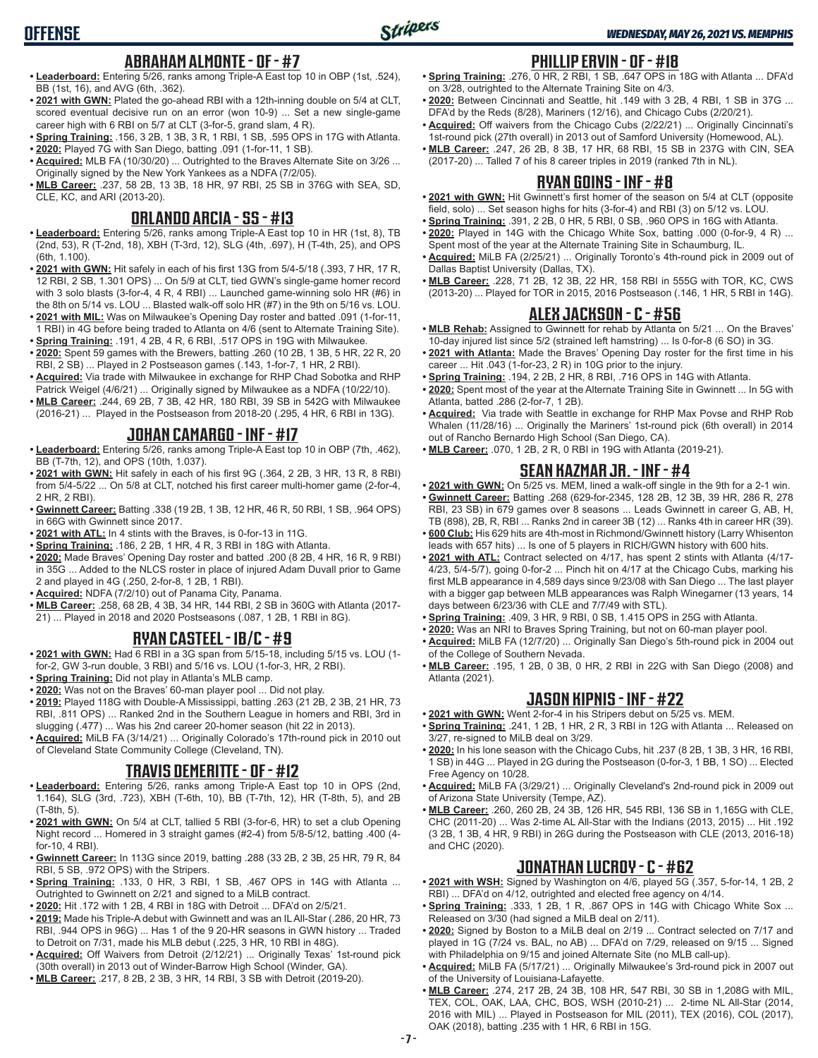## ABRAHAM ALMONTE - OF - #7

- **Leaderboard:** Entering 5/26, ranks among Triple-A East top 10 in OBP (1st, .524), BB (1st, 16), and AVG (6th, .362).
- **2021 with GWN:** Plated the go-ahead RBI with a 12th-inning double on 5/4 at CLT, scored eventual decisive run on an error (won 10-9) ... Set a new single-game career high with 6 RBI on 5/7 at CLT (3-for-5, grand slam, 4 R).
- **Spring Training:** .156, 3 2B, 1 3B, 3 R, 1 RBI, 1 SB, .595 OPS in 17G with Atlanta.
- **2020:** Played 7G with San Diego, batting .091 (1-for-11, 1 SB).
- **Acquired:** MLB FA (10/30/20) ... Outrighted to the Braves Alternate Site on 3/26 ... Originally signed by the New York Yankees as a NDFA (7/2/05).
- **MLB Career:** .237, 58 2B, 13 3B, 18 HR, 97 RBI, 25 SB in 376G with SEA, SD, CLE, KC, and ARI (2013-20).

## ORLANDO ARCIA - SS - #13

- **Leaderboard:** Entering 5/26, ranks among Triple-A East top 10 in HR (1st, 8), TB (2nd, 53), R (T-2nd, 18), XBH (T-3rd, 12), SLG (4th, .697), H (T-4th, 25), and OPS (6th, 1.100).
- **2021 with GWN:** Hit safely in each of his first 13G from 5/4-5/18 (.393, 7 HR, 17 R, 12 RBI, 2 SB, 1.301 OPS) ... On 5/9 at CLT, tied GWN's single-game homer record with 3 solo blasts (3-for-4, 4 R, 4 RBI) ... Launched game-winning solo HR (#6) in the 8th on 5/14 vs. LOU ... Blasted walk-off solo HR (#7) in the 9th on 5/16 vs. LOU.
- **2021 with MIL:** Was on Milwaukee's Opening Day roster and batted .091 (1-for-11, 1 RBI) in 4G before being traded to Atlanta on 4/6 (sent to Alternate Training Site).
- **Spring Training:** .191, 4 2B, 4 R, 6 RBI, .517 OPS in 19G with Milwaukee.
- **2020:** Spent 59 games with the Brewers, batting .260 (10 2B, 1 3B, 5 HR, 22 R, 20 RBI, 2 SB) ... Played in 2 Postseason games (.143, 1-for-7, 1 HR, 2 RBI).
- **Acquired:** Via trade with Milwaukee in exchange for RHP Chad Sobotka and RHP Patrick Weigel (4/6/21) ... Originally signed by Milwaukee as a NDFA (10/22/10).
- **MLB Career:** .244, 69 2B, 7 3B, 42 HR, 180 RBI, 39 SB in 542G with Milwaukee (2016-21) ... Played in the Postseason from 2018-20 (.295, 4 HR, 6 RBI in 13G).

## JOHAN CAMARGO - INF - #17

- **Leaderboard:** Entering 5/26, ranks among Triple-A East top 10 in OBP (7th, .462), BB (T-7th, 12), and OPS (10th, 1.037).
- **2021 with GWN:** Hit safely in each of his first 9G (.364, 2 2B, 3 HR, 13 R, 8 RBI) from 5/4-5/22 ... On 5/8 at CLT, notched his first career multi-homer game (2-for-4, 2 HR, 2 RBI).
- **Gwinnett Career:** Batting .338 (19 2B, 1 3B, 12 HR, 46 R, 50 RBI, 1 SB, .964 OPS) in 66G with Gwinnett since 2017.
- **2021 with ATL:** In 4 stints with the Braves, is 0-for-13 in 11G.
- **Spring Training:** .186, 2 2B, 1 HR, 4 R, 3 RBI in 18G with Atlanta.
- **2020:** Made Braves' Opening Day roster and batted .200 (8 2B, 4 HR, 16 R, 9 RBI) in 35G ... Added to the NLCS roster in place of injured Adam Duvall prior to Game 2 and played in 4G (.250, 2-for-8, 1 2B, 1 RBI).
- **Acquired:** NDFA (7/2/10) out of Panama City, Panama.
- **MLB Career:** .258, 68 2B, 4 3B, 34 HR, 144 RBI, 2 SB in 360G with Atlanta (2017-21) ... Played in 2018 and 2020 Postseasons (.087, 1 2B, 1 RBI in 8G).

## RYAN CASTEEL - 1B/C - #9

- **2021 with GWN:** Had 6 RBI in a 3G span from 5/15-18, including 5/15 vs. LOU (1-for-2, GW 3-run double, 3 RBI) and 5/16 vs. LOU (1-for-3, HR, 2 RBI).
- **Spring Training:** Did not play in Atlanta's MLB camp.
- **2020:** Was not on the Braves' 60-man player pool ... Did not play.
- **2019:** Played 118G with Double-A Mississippi, batting .263 (21 2B, 2 3B, 21 HR, 73 RBI, .811 OPS) ... Ranked 2nd in the Southern League in homers and RBI, 3rd in slugging (.477) ... Was his 2nd career 20-homer season (hit 22 in 2013).
- **Acquired:** MiLB FA (3/14/21) ... Originally Colorado's 17th-round pick in 2010 out of Cleveland State Community College (Cleveland, TN).

## TRAVIS DEMERITTE - OF - #12

- **Leaderboard:** Entering 5/26, ranks among Triple-A East top 10 in OPS (2nd, 1.164), SLG (3rd, .723), XBH (T-6th, 10), BB (T-7th, 12), HR (T-8th, 5), and 2B (T-8th, 5).
- **2021 with GWN:** On 5/4 at CLT, tallied 5 RBI (3-for-6, HR) to set a club Opening Night record ... Homered in 3 straight games (#2-4) from 5/8-5/12, batting .400 (4-for-10, 4 RBI).
- **Gwinnett Career:** In 113G since 2019, batting .288 (33 2B, 2 3B, 25 HR, 79 R, 84 RBI, 5 SB, .972 OPS) with the Stripers.
- **Spring Training:** .133, 0 HR, 3 RBI, 1 SB, .467 OPS in 14G with Atlanta ... Outrighted to Gwinnett on 2/21 and signed to a MiLB contract.
- **2020:** Hit .172 with 1 2B, 4 RBI in 18G with Detroit ... DFA'd on 2/5/21.
- **2019:** Made his Triple-A debut with Gwinnett and was an IL All-Star (.286, 20 HR, 73 RBI, .944 OPS in 96G) ... Has 1 of the 9 20-HR seasons in GWN history ... Traded to Detroit on 7/31, made his MLB debut (.225, 3 HR, 10 RBI in 48G).
- **Acquired:** Off Waivers from Detroit (2/12/21) ... Originally Texas' 1st-round pick (30th overall) in 2013 out of Winder-Barrow High School (Winder, GA).
- **MLB Career:** .217, 8 2B, 2 3B, 3 HR, 14 RBI, 3 SB with Detroit (2019-20).

## PHILLIP ERVIN - OF - #18

- **Spring Training:** .276, 0 HR, 2 RBI, 1 SB, .647 OPS in 18G with Atlanta ... DFA'd on 3/28, outrighted to the Alternate Training Site on 4/3.
- **2020:** Between Cincinnati and Seattle, hit .149 with 3 2B, 4 RBI, 1 SB in 37G ... DFA'd by the Reds (8/28), Mariners (12/16), and Chicago Cubs (2/20/21).
- **Acquired:** Off waivers from the Chicago Cubs (2/22/21) ... Originally Cincinnati's 1st-round pick (27th overall) in 2013 out of Samford University (Homewood, AL).
- **MLB Career:** .247, 26 2B, 8 3B, 17 HR, 68 RBI, 15 SB in 237G with CIN, SEA (2017-20) ... Talled 7 of his 8 career triples in 2019 (ranked 7th in NL).

## RYAN GOINS - INF - #8

- **2021 with GWN:** Hit Gwinnett's first homer of the season on 5/4 at CLT (opposite field, solo) ... Set season highs for hits (3-for-4) and RBI (3) on 5/12 vs. LOU.
- **Spring Training:** .391, 2 2B, 0 HR, 5 RBI, 0 SB, .960 OPS in 16G with Atlanta.
- **2020:** Played in 14G with the Chicago White Sox, batting .000 (0-for-9, 4 R) ... Spent most of the year at the Alternate Training Site in Schaumburg, IL.
- **Acquired:** MiLB FA (2/25/21) ... Originally Toronto's 4th-round pick in 2009 out of Dallas Baptist University (Dallas, TX).
- **MLB Career:** .228, 71 2B, 12 3B, 22 HR, 158 RBI in 555G with TOR, KC, CWS (2013-20) ... Played for TOR in 2015, 2016 Postseason (.146, 1 HR, 5 RBI in 14G).

## ALEX JACKSON - C - #56

- **MLB Rehab:** Assigned to Gwinnett for rehab by Atlanta on 5/21 ... On the Braves' 10-day injured list since 5/2 (strained left hamstring) ... Is 0-for-8 (6 SO) in 3G.
- **2021 with Atlanta:** Made the Braves' Opening Day roster for the first time in his career ... Hit .043 (1-for-23, 2 R) in 10G prior to the injury.
- **Spring Training:** .194, 2 2B, 2 HR, 8 RBI, .716 OPS in 14G with Atlanta.
- **2020:** Spent most of the year at the Alternate Training Site in Gwinnett ... In 5G with Atlanta, batted .286 (2-for-7, 1 2B).
- **Acquired:** Via trade with Seattle in exchange for RHP Max Povse and RHP Rob Whalen (11/28/16) ... Originally the Mariners' 1st-round pick (6th overall) in 2014 out of Rancho Bernardo High School (San Diego, CA).
- **MLB Career:** .070, 1 2B, 2 R, 0 RBI in 19G with Atlanta (2019-21).

## SEAN KAZMAR JR. - INF - #4

- **2021 with GWN:** On 5/25 vs. MEM, lined a walk-off single in the 9th for a 2-1 win.
- **Gwinnett Career:** Batting .268 (629-for-2345, 128 2B, 12 3B, 39 HR, 286 R, 278 RBI, 23 SB) in 679 games over 8 seasons ... Leads Gwinnett in career G, AB, H, TB (898), 2B, R, RBI ... Ranks 2nd in career 3B (12) ... Ranks 4th in career HR (39).
- **600 Club:** His 629 hits are 4th-most in Richmond/Gwinnett history (Larry Whisenton leads with 657 hits) ... Is one of 5 players in RICH/GWN history with 600 hits.
- **2021 with ATL:** Contract selected on 4/17, has spent 2 stints with Atlanta (4/17-4/23, 5/4-5/7), going 0-for-2 ... Pinch hit on 4/17 at the Chicago Cubs, marking his first MLB appearance in 4,589 days since 9/23/08 with San Diego ... The last player with a bigger gap between MLB appearances was Ralph Winegarner (13 years, 14 days between 6/23/36 with CLE and 7/7/49 with STL).
- **Spring Training:** .409, 3 HR, 9 RBI, 0 SB, 1.415 OPS in 25G with Atlanta.
- **2020:** Was an NRI to Braves Spring Training, but not on 60-man player pool.
- **Acquired:** MiLB FA (12/7/20) ... Originally San Diego's 5th-round pick in 2004 out of the College of Southern Nevada.
- **MLB Career:** .195, 1 2B, 0 3B, 0 HR, 2 RBI in 22G with San Diego (2008) and Atlanta (2021).

## JASON KIPNIS - INF - #22

- **2021 with GWN:** Went 2-for-4 in his Stripers debut on 5/25 vs. MEM.
- **Spring Training:** .241, 1 2B, 1 HR, 2 R, 3 RBI in 12G with Atlanta ... Released on 3/27, re-signed to MiLB deal on 3/29.
- **2020:** In his lone season with the Chicago Cubs, hit .237 (8 2B, 1 3B, 3 HR, 16 RBI, 1 SB) in 44G ... Played in 2G during the Postseason (0-for-3, 1 BB, 1 SO) ... Elected Free Agency on 10/28.
- **Acquired:** MiLB FA (3/29/21) ... Originally Cleveland's 2nd-round pick in 2009 out of Arizona State University (Tempe, AZ).
- **MLB Career:** .260, 260 2B, 24 3B, 126 HR, 545 RBI, 136 SB in 1,165G with CLE, CHC (2011-20) ... Was 2-time AL All-Star with the Indians (2013, 2015) ... Hit .192 (3 2B, 1 3B, 4 HR, 9 RBI) in 26G during the Postseason with CLE (2013, 2016-18) and CHC (2020).

## JONATHAN LUCROY - C - #62

- **2021 with WSH:** Signed by Washington on 4/6, played 5G (.357, 5-for-14, 1 2B, 2 RBI) ... DFA'd on 4/12, outrighted and elected free agency on 4/14.
- **Spring Training:** .333, 1 2B, 1 R, .867 OPS in 14G with Chicago White Sox ... Released on 3/30 (had signed a MiLB deal on 2/11).
- **2020:** Signed by Boston to a MiLB deal on 2/19 ... Contract selected on 7/17 and played in 1G (7/24 vs. BAL, no AB) ... DFA'd on 7/29, released on 9/15 ... Signed with Philadelphia on 9/15 and joined Alternate Site (no MLB call-up).
- **Acquired:** MiLB FA (5/17/21) ... Originally Milwaukee's 3rd-round pick in 2007 out of the University of Louisiana-Lafayette.
- **MLB Career:** .274, 217 2B, 24 3B, 108 HR, 547 RBI, 30 SB in 1,208G with MIL, TEX, COL, OAK, LAA, CHC, BOS, WSH (2010-21) ... 2-time NL All-Star (2014, 2016 with MIL) ... Played in Postseason for MIL (2011), TEX (2016), COL (2017), OAK (2018), batting .235 with 1 HR, 6 RBI in 15G.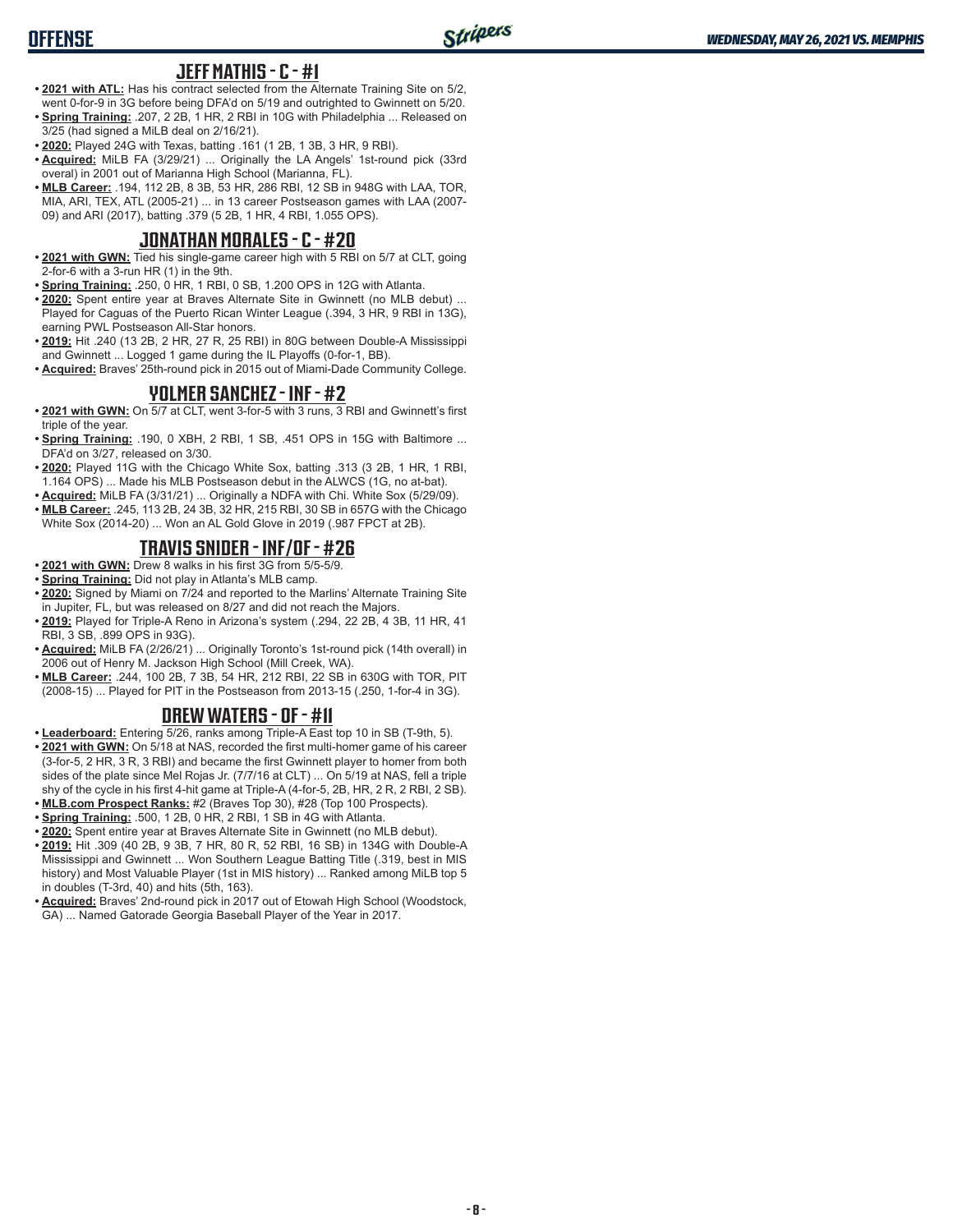## JEFF MATHIS - C - #1

- **2021 with ATL:** Has his contract selected from the Alternate Training Site on 5/2, went 0-for-9 in 3G before being DFA'd on 5/19 and outrighted to Gwinnett on 5/20.
- **Spring Training:** .207, 2 2B, 1 HR, 2 RBI in 10G with Philadelphia ... Released on 3/25 (had signed a MiLB deal on 2/16/21).
- **2020:** Played 24G with Texas, batting .161 (1 2B, 1 3B, 3 HR, 9 RBI).
- **Acquired:** MiLB FA (3/29/21) ... Originally the LA Angels' 1st-round pick (33rd overal) in 2001 out of Marianna High School (Marianna, FL).
- **MLB Career:** .194, 112 2B, 8 3B, 53 HR, 286 RBI, 12 SB in 948G with LAA, TOR, MIA, ARI, TEX, ATL (2005-21) ... in 13 career Postseason games with LAA (2007-09) and ARI (2017), batting .379 (5 2B, 1 HR, 4 RBI, 1.055 OPS).

## JONATHAN MORALES - C - #20

- **2021 with GWN:** Tied his single-game career high with 5 RBI on 5/7 at CLT, going 2-for-6 with a 3-run HR (1) in the 9th.
- **Spring Training:** .250, 0 HR, 1 RBI, 0 SB, 1.200 OPS in 12G with Atlanta.
- **2020:** Spent entire year at Braves Alternate Site in Gwinnett (no MLB debut) ... Played for Caguas of the Puerto Rican Winter League (.394, 3 HR, 9 RBI in 13G), earning PWL Postseason All-Star honors.
- **2019:** Hit .240 (13 2B, 2 HR, 27 R, 25 RBI) in 80G between Double-A Mississippi and Gwinnett ... Logged 1 game during the IL Playoffs (0-for-1, BB).
- **Acquired:** Braves' 25th-round pick in 2015 out of Miami-Dade Community College.

## YOLMER SANCHEZ - INF - #2

- **2021 with GWN:** On 5/7 at CLT, went 3-for-5 with 3 runs, 3 RBI and Gwinnett's first triple of the year.
- **Spring Training:** .190, 0 XBH, 2 RBI, 1 SB, .451 OPS in 15G with Baltimore ... DFA'd on 3/27, released on 3/30.
- **2020:** Played 11G with the Chicago White Sox, batting .313 (3 2B, 1 HR, 1 RBI, 1.164 OPS) ... Made his MLB Postseason debut in the ALWCS (1G, no at-bat).
- **Acquired:** MiLB FA (3/31/21) ... Originally a NDFA with Chi. White Sox (5/29/09).
- **MLB Career:** .245, 113 2B, 24 3B, 32 HR, 215 RBI, 30 SB in 657G with the Chicago White Sox (2014-20) ... Won an AL Gold Glove in 2019 (.987 FPCT at 2B).

## TRAVIS SNIDER - INF/OF - #26

- **2021 with GWN:** Drew 8 walks in his first 3G from 5/5-5/9.
- **Spring Training:** Did not play in Atlanta's MLB camp.
- **2020:** Signed by Miami on 7/24 and reported to the Marlins' Alternate Training Site in Jupiter, FL, but was released on 8/27 and did not reach the Majors.
- **2019:** Played for Triple-A Reno in Arizona's system (.294, 22 2B, 4 3B, 11 HR, 41 RBI, 3 SB, .899 OPS in 93G).
- **Acquired:** MiLB FA (2/26/21) ... Originally Toronto's 1st-round pick (14th overall) in 2006 out of Henry M. Jackson High School (Mill Creek, WA).
- **MLB Career:** .244, 100 2B, 7 3B, 54 HR, 212 RBI, 22 SB in 630G with TOR, PIT (2008-15) ... Played for PIT in the Postseason from 2013-15 (.250, 1-for-4 in 3G).

## DREW WATERS - OF - #11

- **Leaderboard:** Entering 5/26, ranks among Triple-A East top 10 in SB (T-9th, 5).
- **2021 with GWN:** On 5/18 at NAS, recorded the first multi-homer game of his career (3-for-5, 2 HR, 3 R, 3 RBI) and became the first Gwinnett player to homer from both sides of the plate since Mel Rojas Jr. (7/7/16 at CLT) ... On 5/19 at NAS, fell a triple shy of the cycle in his first 4-hit game at Triple-A (4-for-5, 2B, HR, 2 R, 2 RBI, 2 SB).
- **MLB.com Prospect Ranks:** #2 (Braves Top 30), #28 (Top 100 Prospects).
- **Spring Training:** .500, 1 2B, 0 HR, 2 RBI, 1 SB in 4G with Atlanta.
- **2020:** Spent entire year at Braves Alternate Site in Gwinnett (no MLB debut).
- **2019:** Hit .309 (40 2B, 9 3B, 7 HR, 80 R, 52 RBI, 16 SB) in 134G with Double-A Mississippi and Gwinnett ... Won Southern League Batting Title (.319, best in MIS history) and Most Valuable Player (1st in MIS history) ... Ranked among MiLB top 5 in doubles (T-3rd, 40) and hits (5th, 163).
- **Acquired:** Braves' 2nd-round pick in 2017 out of Etowah High School (Woodstock, GA) ... Named Gatorade Georgia Baseball Player of the Year in 2017.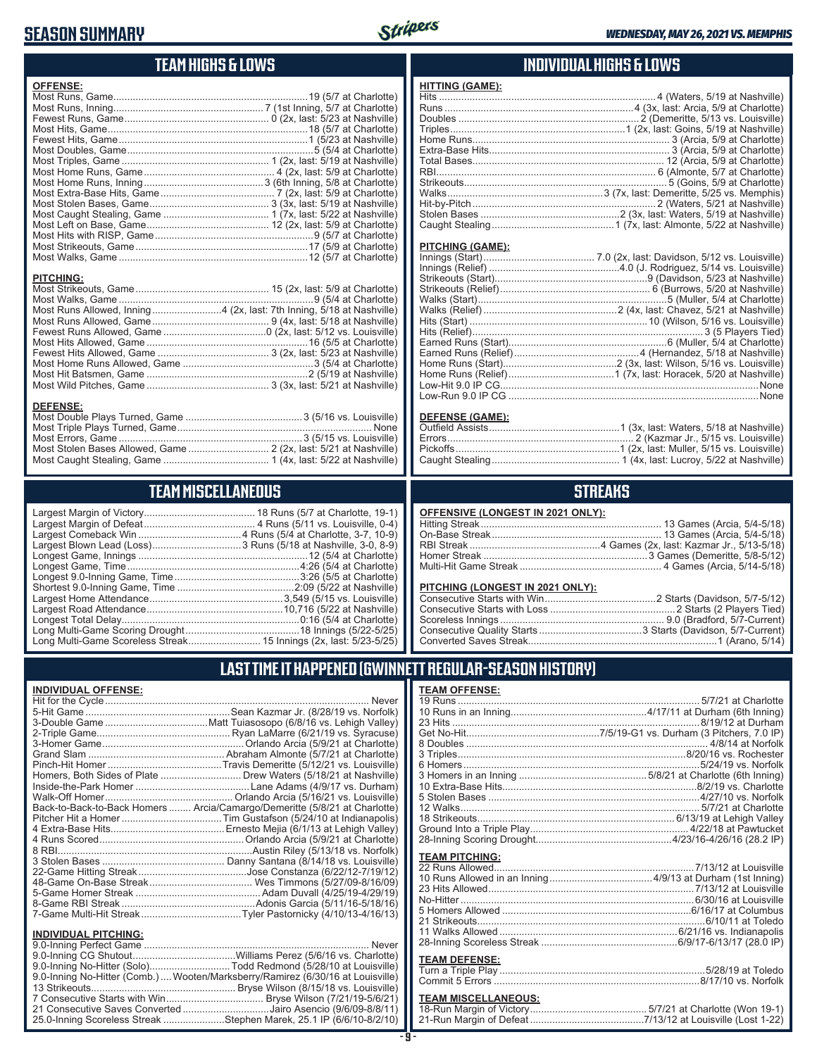# SEASON SUMMARY

## TEAM HIGHS & LOWS

### OFFENSE:

| Category | Record |
|---|---|
| Most Runs, Game | 19 (5/7 at Charlotte) |
| Most Runs, Inning | 7 (1st Inning, 5/7 at Charlotte) |
| Fewest Runs, Game | 0 (2x, last: 5/23 at Nashville) |
| Most Hits, Game | 18 (5/7 at Charlotte) |
| Fewest Hits, Game | 1 (5/23 at Nashville) |
| Most Doubles, Game | 5 (5/4 at Charlotte) |
| Most Triples, Game | 1 (2x, last: 5/19 at Nashville) |
| Most Home Runs, Game | 4 (2x, last: 5/9 at Charlotte) |
| Most Home Runs, Inning | 3 (6th Inning, 5/8 at Charlotte) |
| Most Extra-Base Hits, Game | 7 (2x, last: 5/9 at Charlotte) |
| Most Stolen Bases, Game | 3 (3x, last: 5/19 at Nashville) |
| Most Caught Stealing, Game | 1 (7x, last: 5/22 at Nashville) |
| Most Left on Base, Game | 12 (2x, last: 5/9 at Charlotte) |
| Most Hits with RISP, Game | 9 (5/7 at Charlotte) |
| Most Strikeouts, Game | 17 (5/9 at Charlotte) |
| Most Walks, Game | 12 (5/7 at Charlotte) |

### PITCHING:

| Category | Record |
|---|---|
| Most Strikeouts, Game | 15 (2x, last: 5/9 at Charlotte) |
| Most Walks, Game | 9 (5/4 at Charlotte) |
| Most Runs Allowed, Inning | 4 (2x, last: 7th Inning, 5/18 at Nashville) |
| Most Runs Allowed, Game | 9 (4x, last: 5/18 at Nashville) |
| Fewest Runs Allowed, Game | 0 (2x, last: 5/12 vs. Louisville) |
| Most Hits Allowed, Game | 16 (5/5 at Charlotte) |
| Fewest Hits Allowed, Game | 3 (2x, last: 5/23 at Nashville) |
| Most Home Runs Allowed, Game | 3 (5/4 at Charlotte) |
| Most Hit Batsmen, Game | 2 (5/19 at Nashville) |
| Most Wild Pitches, Game | 3 (3x, last: 5/21 at Nashville) |

### DEFENSE:

| Category | Record |
|---|---|
| Most Double Plays Turned, Game | 3 (5/16 vs. Louisville) |
| Most Triple Plays Turned, Game | None |
| Most Errors, Game | 3 (5/15 vs. Louisville) |
| Most Stolen Bases Allowed, Game | 2 (2x, last: 5/21 at Nashville) |
| Most Caught Stealing, Game | 1 (4x, last: 5/22 at Nashville) |

## INDIVIDUAL HIGHS & LOWS

### HITTING (GAME):

| Category | Record |
|---|---|
| Hits | 4 (Waters, 5/19 at Nashville) |
| Runs | 4 (3x, last: Arcia, 5/9 at Charlotte) |
| Doubles | 2 (Demeritte, 5/13 vs. Louisville) |
| Triples | 1 (2x, last: Goins, 5/19 at Nashville) |
| Home Runs | 3 (Arcia, 5/9 at Charlotte) |
| Extra-Base Hits | 3 (Arcia, 5/9 at Charlotte) |
| Total Bases | 12 (Arcia, 5/9 at Charlotte) |
| RBI | 6 (Almonte, 5/7 at Charlotte) |
| Strikeouts | 5 (Goins, 5/9 at Charlotte) |
| Walks | 3 (7x, last: Demeritte, 5/25 vs. Memphis) |
| Hit-by-Pitch | 2 (Waters, 5/21 at Nashville) |
| Stolen Bases | 2 (3x, last: Waters, 5/19 at Nashville) |
| Caught Stealing | 1 (7x, last: Almonte, 5/22 at Nashville) |

### PITCHING (GAME):

| Category | Record |
|---|---|
| Innings (Start) | 7.0 (2x, last: Davidson, 5/12 vs. Louisville) |
| Innings (Relief) | 4.0 (J. Rodriguez, 5/14 vs. Louisville) |
| Strikeouts (Start) | 9 (Davidson, 5/23 at Nashville) |
| Strikeouts (Relief) | 6 (Burrows, 5/20 at Nashville) |
| Walks (Start) | 5 (Muller, 5/4 at Charlotte) |
| Walks (Relief) | 2 (4x, last: Chavez, 5/21 at Nashville) |
| Hits (Start) | 10 (Wilson, 5/16 vs. Louisville) |
| Hits (Relief) | 3 (5 Players Tied) |
| Earned Runs (Start) | 6 (Muller, 5/4 at Charlotte) |
| Earned Runs (Relief) | 4 (Hernandez, 5/18 at Nashville) |
| Home Runs (Start) | 2 (3x, last: Wilson, 5/16 vs. Louisville) |
| Home Runs (Relief) | 1 (7x, last: Horacek, 5/20 at Nashville) |
| Low-Hit 9.0 IP CG | None |
| Low-Run 9.0 IP CG | None |

### DEFENSE (GAME):

| Category | Record |
|---|---|
| Outfield Assists | 1 (3x, last: Waters, 5/18 at Nashville) |
| Errors | 2 (Kazmar Jr., 5/15 vs. Louisville) |
| Pickoffs | 1 (2x, last: Muller, 5/15 vs. Louisville) |
| Caught Stealing | 1 (4x, last: Lucroy, 5/22 at Nashville) |

## TEAM MISCELLANEOUS

| Category | Record |
|---|---|
| Largest Margin of Victory | 18 Runs (5/7 at Charlotte, 19-1) |
| Largest Margin of Defeat | 4 Runs (5/11 vs. Louisville, 0-4) |
| Largest Comeback Win | 4 Runs (5/4 at Charlotte, 3-7, 10-9) |
| Largest Blown Lead (Loss) | 3 Runs (5/18 at Nashville, 3-0, 8-9) |
| Longest Game, Innings | 12 (5/4 at Charlotte) |
| Longest Game, Time | 4:26 (5/4 at Charlotte) |
| Longest 9.0-Inning Game, Time | 3:26 (5/5 at Charlotte) |
| Shortest 9.0-Inning Game, Time | 2:09 (5/22 at Nashville) |
| Largest Home Attendance | 3,549 (5/15 vs. Louisville) |
| Largest Road Attendance | 10,716 (5/22 at Nashville) |
| Longest Total Delay | 0:16 (5/4 at Charlotte) |
| Long Multi-Game Scoring Drought | 18 Innings (5/22-5/25) |
| Long Multi-Game Scoreless Streak | 15 Innings (2x, last: 5/23-5/25) |

## STREAKS

### OFFENSIVE (LONGEST IN 2021 ONLY):

| Category | Record |
|---|---|
| Hitting Streak | 13 Games (Arcia, 5/4-5/18) |
| On-Base Streak | 13 Games (Arcia, 5/4-5/18) |
| RBI Streak | 4 Games (2x, last: Kazmar Jr., 5/13-5/18) |
| Homer Streak | 3 Games (Demeritte, 5/8-5/12) |
| Multi-Hit Game Streak | 4 Games (Arcia, 5/14-5/18) |

### PITCHING (LONGEST IN 2021 ONLY):

| Category | Record |
|---|---|
| Consecutive Starts with Win | 2 Starts (Davidson, 5/7-5/12) |
| Consecutive Starts with Loss | 2 Starts (2 Players Tied) |
| Scoreless Innings | 9.0 (Bradford, 5/7-Current) |
| Consecutive Quality Starts | 3 Starts (Davidson, 5/7-Current) |
| Converted Saves Streak | 1 (Arano, 5/14) |

## LAST TIME IT HAPPENED (GWINNETT REGULAR-SEASON HISTORY)

### INDIVIDUAL OFFENSE:

| Category | Record |
|---|---|
| Hit for the Cycle | Never |
| 5-Hit Game | Sean Kazmar Jr. (8/28/19 vs. Norfolk) |
| 3-Double Game | Matt Tuiasosopo (6/8/16 vs. Lehigh Valley) |
| 2-Triple Game | Ryan LaMarre (6/21/19 vs. Syracuse) |
| 3-Homer Game | Orlando Arcia (5/9/21 at Charlotte) |
| Grand Slam | Abraham Almonte (5/7/21 at Charlotte) |
| Pinch-Hit Homer | Travis Demeritte (5/12/21 vs. Louisville) |
| Homers, Both Sides of Plate | Drew Waters (5/18/21 at Nashville) |
| Inside-the-Park Homer | Lane Adams (4/9/17 vs. Durham) |
| Walk-Off Homer | Orlando Arcia (5/16/21 vs. Louisville) |
| Back-to-Back-to-Back Homers | Arcia/Camargo/Demeritte (5/8/21 at Charlotte) |
| Pitcher Hit a Homer | Tim Gustafson (5/24/10 at Indianapolis) |
| 4 Extra-Base Hits | Ernesto Mejia (6/1/13 at Lehigh Valley) |
| 4 Runs Scored | Orlando Arcia (5/9/21 at Charlotte) |
| 8 RBI | Austin Riley (5/13/18 vs. Norfolk) |
| 3 Stolen Bases | Danny Santana (8/14/18 vs. Louisville) |
| 22-Game Hitting Streak | Jose Constanza (6/22/12-7/19/12) |
| 48-Game On-Base Streak | Wes Timmons (5/27/09-8/16/09) |
| 5-Game Homer Streak | Adam Duvall (4/25/19-4/29/19) |
| 8-Game RBI Streak | Adonis Garcia (5/11/16-5/18/16) |
| 7-Game Multi-Hit Streak | Tyler Pastornicky (4/10/13-4/16/13) |

### INDIVIDUAL PITCHING:

| Category | Record |
|---|---|
| 9.0-Inning Perfect Game | Never |
| 9.0-Inning CG Shutout | Williams Perez (5/6/16 vs. Charlotte) |
| 9.0-Inning No-Hitter (Solo) | Todd Redmond (5/28/10 at Louisville) |
| 9.0-Inning No-Hitter (Comb.) | Wooten/Marksberry/Ramirez (6/30/16 at Louisville) |
| 13 Strikeouts | Bryse Wilson (8/15/18 vs. Louisville) |
| 7 Consecutive Starts with Win | Bryse Wilson (7/21/19-5/6/21) |
| 21 Consecutive Saves Converted | Jairo Asencio (9/6/09-8/8/11) |
| 25.0-Inning Scoreless Streak | Stephen Marek, 25.1 IP (6/6/10-8/2/10) |

### TEAM OFFENSE:

| Category | Record |
|---|---|
| 19 Runs | 5/7/21 at Charlotte |
| 10 Runs in an Inning | 4/17/11 at Durham (6th Inning) |
| 23 Hits | 8/19/12 at Durham |
| Get No-Hit | 7/5/19-G1 vs. Durham (3 Pitchers, 7.0 IP) |
| 8 Doubles | 4/8/14 at Norfolk |
| 3 Triples | 8/20/16 vs. Rochester |
| 6 Homers | 5/24/19 vs. Norfolk |
| 3 Homers in an Inning | 5/8/21 at Charlotte (6th Inning) |
| 10 Extra-Base Hits | 8/2/19 vs. Charlotte |
| 5 Stolen Bases | 4/27/10 vs. Norfolk |
| 12 Walks | 5/7/21 at Charlotte |
| 18 Strikeouts | 6/13/19 at Lehigh Valley |
| Ground Into a Triple Play | 4/22/18 at Pawtucket |
| 28-Inning Scoring Drought | 4/23/16-4/26/16 (28.2 IP) |

### TEAM PITCHING:

| Category | Record |
|---|---|
| 22 Runs Allowed | 7/13/12 at Louisville |
| 10 Runs Allowed in an Inning | 4/9/13 at Durham (1st Inning) |
| 23 Hits Allowed | 7/13/12 at Louisville |
| No-Hitter | 6/30/16 at Louisville |
| 5 Homers Allowed | 6/16/17 at Columbus |
| 21 Strikeouts | 6/10/11 at Toledo |
| 11 Walks Allowed | 6/21/16 vs. Indianapolis |
| 28-Inning Scoreless Streak | 6/9/17-6/13/17 (28.0 IP) |

### TEAM DEFENSE:

| Category | Record |
|---|---|
| Turn a Triple Play | 5/28/19 at Toledo |
| Commit 5 Errors | 8/17/10 vs. Norfolk |

### TEAM MISCELLANEOUS:

| Category | Record |
|---|---|
| 18-Run Margin of Victory | 5/7/21 at Charlotte (Won 19-1) |
| 21-Run Margin of Defeat | 7/13/12 at Louisville (Lost 1-22) |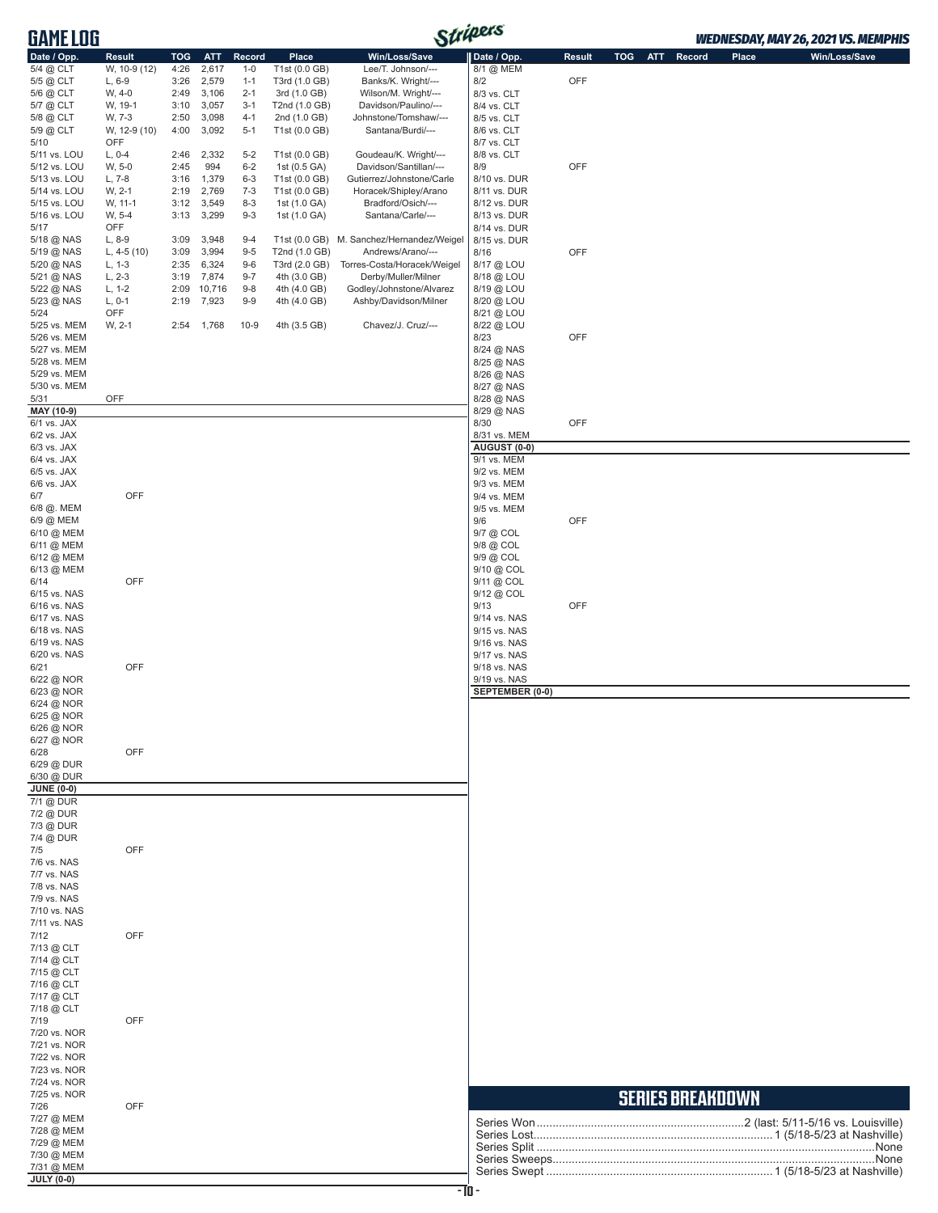# GAME LOG

*WEDNESDAY, MAY 26, 2021 VS. MEMPHIS*

| Date / Opp. | Result | TOG | ATT | Record | Place | Win/Loss/Save |
|---|---|---|---|---|---|---|
| 5/4 @ CLT | W, 10-9 (12) | 4:26 | 2,617 | 1-0 | T1st (0.0 GB) | Lee/T. Johnson/--- |
| 5/5 @ CLT | L, 6-9 | 3:26 | 2,579 | 1-1 | T3rd (1.0 GB) | Banks/K. Wright/--- |
| 5/6 @ CLT | W, 4-0 | 2:49 | 3,106 | 2-1 | 3rd (1.0 GB) | Wilson/M. Wright/--- |
| 5/7 @ CLT | W, 19-1 | 3:10 | 3,057 | 3-1 | T2nd (1.0 GB) | Davidson/Paulino/--- |
| 5/8 @ CLT | W, 7-3 | 2:50 | 3,098 | 4-1 | 2nd (1.0 GB) | Johnstone/Tomshaw/--- |
| 5/9 @ CLT | W, 12-9 (10) | 4:00 | 3,092 | 5-1 | T1st (0.0 GB) | Santana/Burdi/--- |
| 5/10 | OFF | | | | | |
| 5/11 vs. LOU | L, 0-4 | 2:46 | 2,332 | 5-2 | T1st (0.0 GB) | Goudeau/K. Wright/--- |
| 5/12 vs. LOU | W, 5-0 | 2:45 | 994 | 6-2 | 1st (0.5 GA) | Davidson/Santillan/--- |
| 5/13 vs. LOU | L, 7-8 | 3:16 | 1,379 | 6-3 | T1st (0.0 GB) | Gutierrez/Johnstone/Carle |
| 5/14 vs. LOU | W, 2-1 | 2:19 | 2,769 | 7-3 | T1st (0.0 GB) | Horacek/Shipley/Arano |
| 5/15 vs. LOU | W, 11-1 | 3:12 | 3,549 | 8-3 | 1st (1.0 GA) | Bradford/Osich/--- |
| 5/16 vs. LOU | W, 5-4 | 3:13 | 3,299 | 9-3 | 1st (1.0 GA) | Santana/Carle/--- |
| 5/17 | OFF | | | | | |
| 5/18 @ NAS | L, 8-9 | 3:09 | 3,948 | 9-4 | T1st (0.0 GB) | M. Sanchez/Hernandez/Weigel |
| 5/19 @ NAS | L, 4-5 (10) | 3:09 | 3,994 | 9-5 | T2nd (1.0 GB) | Andrews/Arano/--- |
| 5/20 @ NAS | L, 1-3 | 2:35 | 6,324 | 9-6 | T3rd (2.0 GB) | Torres-Costa/Horacek/Weigel |
| 5/21 @ NAS | L, 2-3 | 3:19 | 7,874 | 9-7 | 4th (3.0 GB) | Derby/Muller/Milner |
| 5/22 @ NAS | L, 1-2 | 2:09 | 10,716 | 9-8 | 4th (4.0 GB) | Godley/Johnstone/Alvarez |
| 5/23 @ NAS | L, 0-1 | 2:19 | 7,923 | 9-9 | 4th (4.0 GB) | Ashby/Davidson/Milner |
| 5/24 | OFF | | | | | |
| 5/25 vs. MEM | W, 2-1 | 2:54 | 1,768 | 10-9 | 4th (3.5 GB) | Chavez/J. Cruz/--- |
| 5/26 vs. MEM | | | | | | |
| 5/27 vs. MEM | | | | | | |
| 5/28 vs. MEM | | | | | | |
| 5/29 vs. MEM | | | | | | |
| 5/30 vs. MEM | | | | | | |
| 5/31 | OFF | | | | | |
| **MAY (10-9)** | | | | | | |
| 6/1 vs. JAX | | | | | | |
| 6/2 vs. JAX | | | | | | |
| 6/3 vs. JAX | | | | | | |
| 6/4 vs. JAX | | | | | | |
| 6/5 vs. JAX | | | | | | |
| 6/6 vs. JAX | | | | | | |
| 6/7 | OFF | | | | | |
| 6/8 @. MEM | | | | | | |
| 6/9 @ MEM | | | | | | |
| 6/10 @ MEM | | | | | | |
| 6/11 @ MEM | | | | | | |
| 6/12 @ MEM | | | | | | |
| 6/13 @ MEM | | | | | | |
| 6/14 | OFF | | | | | |
| 6/15 vs. NAS | | | | | | |
| 6/16 vs. NAS | | | | | | |
| 6/17 vs. NAS | | | | | | |
| 6/18 vs. NAS | | | | | | |
| 6/19 vs. NAS | | | | | | |
| 6/20 vs. NAS | | | | | | |
| 6/21 | OFF | | | | | |
| 6/22 @ NOR | | | | | | |
| 6/23 @ NOR | | | | | | |
| 6/24 @ NOR | | | | | | |
| 6/25 @ NOR | | | | | | |
| 6/26 @ NOR | | | | | | |
| 6/27 @ NOR | | | | | | |
| 6/28 | OFF | | | | | |
| 6/29 @ DUR | | | | | | |
| 6/30 @ DUR | | | | | | |
| **JUNE (0-0)** | | | | | | |
| 7/1 @ DUR | | | | | | |
| 7/2 @ DUR | | | | | | |
| 7/3 @ DUR | | | | | | |
| 7/4 @ DUR | | | | | | |
| 7/5 | OFF | | | | | |
| 7/6 vs. NAS | | | | | | |
| 7/7 vs. NAS | | | | | | |
| 7/8 vs. NAS | | | | | | |
| 7/9 vs. NAS | | | | | | |
| 7/10 vs. NAS | | | | | | |
| 7/11 vs. NAS | | | | | | |
| 7/12 | OFF | | | | | |
| 7/13 @ CLT | | | | | | |
| 7/14 @ CLT | | | | | | |
| 7/15 @ CLT | | | | | | |
| 7/16 @ CLT | | | | | | |
| 7/17 @ CLT | | | | | | |
| 7/18 @ CLT | | | | | | |
| 7/19 | OFF | | | | | |
| 7/20 vs. NOR | | | | | | |
| 7/21 vs. NOR | | | | | | |
| 7/22 vs. NOR | | | | | | |
| 7/23 vs. NOR | | | | | | |
| 7/24 vs. NOR | | | | | | |
| 7/25 vs. NOR | | | | | | |
| 7/26 | OFF | | | | | |
| 7/27 @ MEM | | | | | | |
| 7/28 @ MEM | | | | | | |
| 7/29 @ MEM | | | | | | |
| 7/30 @ MEM | | | | | | |
| 7/31 @ MEM | | | | | | |
| **JULY (0-0)** | | | | | | |

| Date / Opp. | Result | TOG | ATT | Record | Place | Win/Loss/Save |
|---|---|---|---|---|---|---|
| 8/1 @ MEM | | | | | | |
| 8/2 | OFF | | | | | |
| 8/3 vs. CLT | | | | | | |
| 8/4 vs. CLT | | | | | | |
| 8/5 vs. CLT | | | | | | |
| 8/6 vs. CLT | | | | | | |
| 8/7 vs. CLT | | | | | | |
| 8/8 vs. CLT | | | | | | |
| 8/9 | OFF | | | | | |
| 8/10 vs. DUR | | | | | | |
| 8/11 vs. DUR | | | | | | |
| 8/12 vs. DUR | | | | | | |
| 8/13 vs. DUR | | | | | | |
| 8/14 vs. DUR | | | | | | |
| 8/15 vs. DUR | | | | | | |
| 8/16 | OFF | | | | | |
| 8/17 @ LOU | | | | | | |
| 8/18 @ LOU | | | | | | |
| 8/19 @ LOU | | | | | | |
| 8/20 @ LOU | | | | | | |
| 8/21 @ LOU | | | | | | |
| 8/22 @ LOU | | | | | | |
| 8/23 | OFF | | | | | |
| 8/24 @ NAS | | | | | | |
| 8/25 @ NAS | | | | | | |
| 8/26 @ NAS | | | | | | |
| 8/27 @ NAS | | | | | | |
| 8/28 @ NAS | | | | | | |
| 8/29 @ NAS | | | | | | |
| 8/30 | OFF | | | | | |
| 8/31 vs. MEM | | | | | | |
| **AUGUST (0-0)** | | | | | | |
| 9/1 vs. MEM | | | | | | |
| 9/2 vs. MEM | | | | | | |
| 9/3 vs. MEM | | | | | | |
| 9/4 vs. MEM | | | | | | |
| 9/5 vs. MEM | | | | | | |
| 9/6 | OFF | | | | | |
| 9/7 @ COL | | | | | | |
| 9/8 @ COL | | | | | | |
| 9/9 @ COL | | | | | | |
| 9/10 @ COL | | | | | | |
| 9/11 @ COL | | | | | | |
| 9/12 @ COL | | | | | | |
| 9/13 | OFF | | | | | |
| 9/14 vs. NAS | | | | | | |
| 9/15 vs. NAS | | | | | | |
| 9/16 vs. NAS | | | | | | |
| 9/17 vs. NAS | | | | | | |
| 9/18 vs. NAS | | | | | | |
| 9/19 vs. NAS | | | | | | |
| **SEPTEMBER (0-0)** | | | | | | |

## SERIES BREAKDOWN

Series Won....2 (last: 5/11-5/16 vs. Louisville)
Series Lost....1 (5/18-5/23 at Nashville)
Series Split....None
Series Sweeps....None
Series Swept....1 (5/18-5/23 at Nashville)